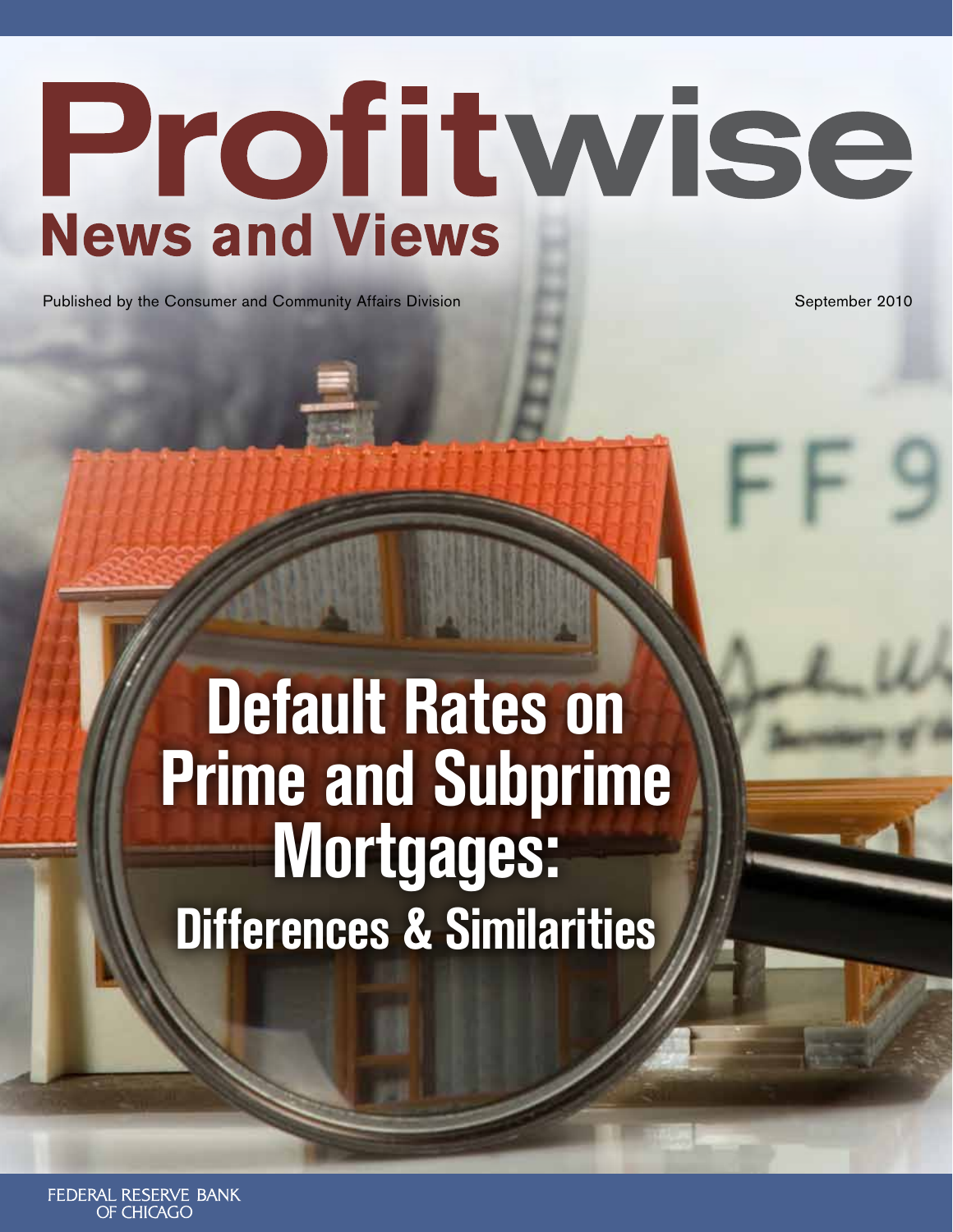# Profitwise

## News and Views

Published by the Consumer and Community Affairs Division

September 2010

# Default Rates on Prime and Subprime Mortgages:

## Differences & Similarities

FEDERAL RESERVE BANK OF CHICAGO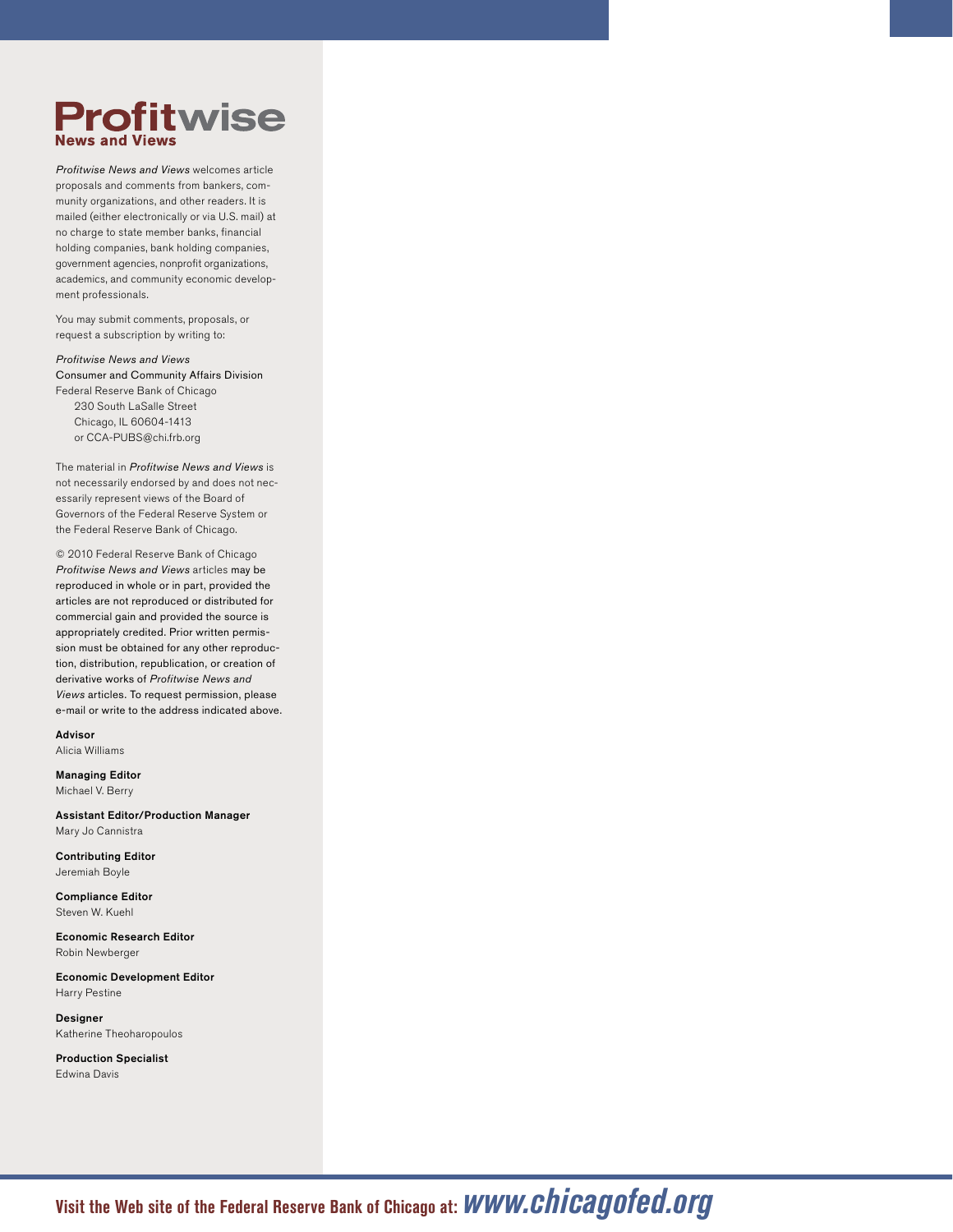# Profitwise

## News and Views

*Profitwise News and Views* welcomes article proposals and comments from bankers, community organizations, and other readers. It is mailed (either electronically or via U.S. mail) at no charge to state member banks, financial holding companies, bank holding companies, government agencies, nonprofit organizations, academics, and community economic development professionals.

You may submit comments, proposals, or request a subscription by writing to:

*Profitwise News and Views*
Consumer and Community Affairs Division
Federal Reserve Bank of Chicago
230 South LaSalle Street
Chicago, IL 60604-1413
or CCA-PUBS@chi.frb.org

The material in *Profitwise News and Views* is not necessarily endorsed by and does not necessarily represent views of the Board of Governors of the Federal Reserve System or the Federal Reserve Bank of Chicago.

© 2010 Federal Reserve Bank of Chicago
*Profitwise News and Views* articles may be reproduced in whole or in part, provided the articles are not reproduced or distributed for commercial gain and provided the source is appropriately credited. Prior written permission must be obtained for any other reproduction, distribution, republication, or creation of derivative works of *Profitwise News and Views* articles. To request permission, please e-mail or write to the address indicated above.

**Advisor**
Alicia Williams

**Managing Editor**
Michael V. Berry

**Assistant Editor/Production Manager**
Mary Jo Cannistra

**Contributing Editor**
Jeremiah Boyle

**Compliance Editor**
Steven W. Kuehl

**Economic Research Editor**
Robin Newberger

**Economic Development Editor**
Harry Pestine

**Designer**
Katherine Theoharopoulos

**Production Specialist**
Edwina Davis

Visit the Web site of the Federal Reserve Bank of Chicago at: *www.chicagofed.org*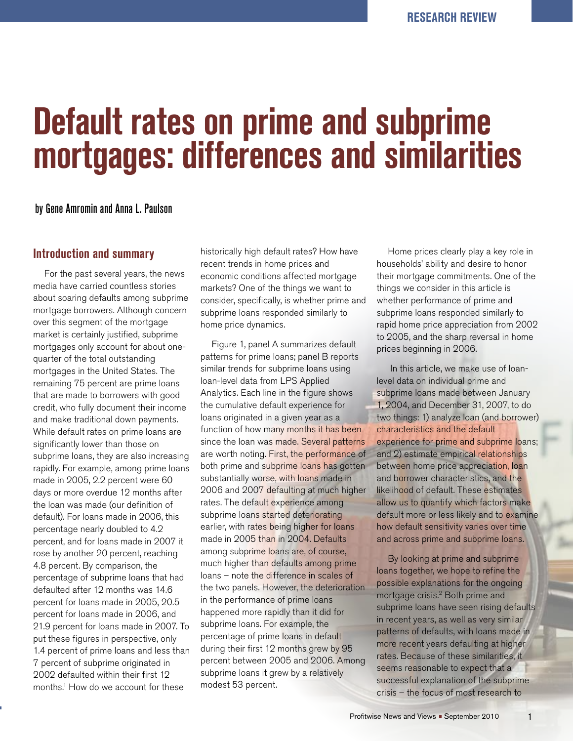# Default rates on prime and subprime mortgages: differences and similarities

by Gene Amromin and Anna L. Paulson

## Introduction and summary

For the past several years, the news media have carried countless stories about soaring defaults among subprime mortgage borrowers. Although concern over this segment of the mortgage market is certainly justified, subprime mortgages only account for about one-quarter of the total outstanding mortgages in the United States. The remaining 75 percent are prime loans that are made to borrowers with good credit, who fully document their income and make traditional down payments. While default rates on prime loans are significantly lower than those on subprime loans, they are also increasing rapidly. For example, among prime loans made in 2005, 2.2 percent were 60 days or more overdue 12 months after the loan was made (our definition of default). For loans made in 2006, this percentage nearly doubled to 4.2 percent, and for loans made in 2007 it rose by another 20 percent, reaching 4.8 percent. By comparison, the percentage of subprime loans that had defaulted after 12 months was 14.6 percent for loans made in 2005, 20.5 percent for loans made in 2006, and 21.9 percent for loans made in 2007. To put these figures in perspective, only 1.4 percent of prime loans and less than 7 percent of subprime originated in 2002 defaulted within their first 12 months.[1] How do we account for these historically high default rates? How have recent trends in home prices and economic conditions affected mortgage markets? One of the things we want to consider, specifically, is whether prime and subprime loans responded similarly to home price dynamics.

Figure 1, panel A summarizes default patterns for prime loans; panel B reports similar trends for subprime loans using loan-level data from LPS Applied Analytics. Each line in the figure shows the cumulative default experience for loans originated in a given year as a function of how many months it has been since the loan was made. Several patterns are worth noting. First, the performance of both prime and subprime loans has gotten substantially worse, with loans made in 2006 and 2007 defaulting at much higher rates. The default experience among subprime loans started deteriorating earlier, with rates being higher for loans made in 2005 than in 2004. Defaults among subprime loans are, of course, much higher than defaults among prime loans – note the difference in scales of the two panels. However, the deterioration in the performance of prime loans happened more rapidly than it did for subprime loans. For example, the percentage of prime loans in default during their first 12 months grew by 95 percent between 2005 and 2006. Among subprime loans it grew by a relatively modest 53 percent.

Home prices clearly play a key role in households' ability and desire to honor their mortgage commitments. One of the things we consider in this article is whether performance of prime and subprime loans responded similarly to rapid home price appreciation from 2002 to 2005, and the sharp reversal in home prices beginning in 2006.

In this article, we make use of loan-level data on individual prime and subprime loans made between January 1, 2004, and December 31, 2007, to do two things: 1) analyze loan (and borrower) characteristics and the default experience for prime and subprime loans; and 2) estimate empirical relationships between home price appreciation, loan and borrower characteristics, and the likelihood of default. These estimates allow us to quantify which factors make default more or less likely and to examine how default sensitivity varies over time and across prime and subprime loans.

By looking at prime and subprime loans together, we hope to refine the possible explanations for the ongoing mortgage crisis.[2] Both prime and subprime loans have seen rising defaults in recent years, as well as very similar patterns of defaults, with loans made in more recent years defaulting at higher rates. Because of these similarities, it seems reasonable to expect that a successful explanation of the subprime crisis – the focus of most research to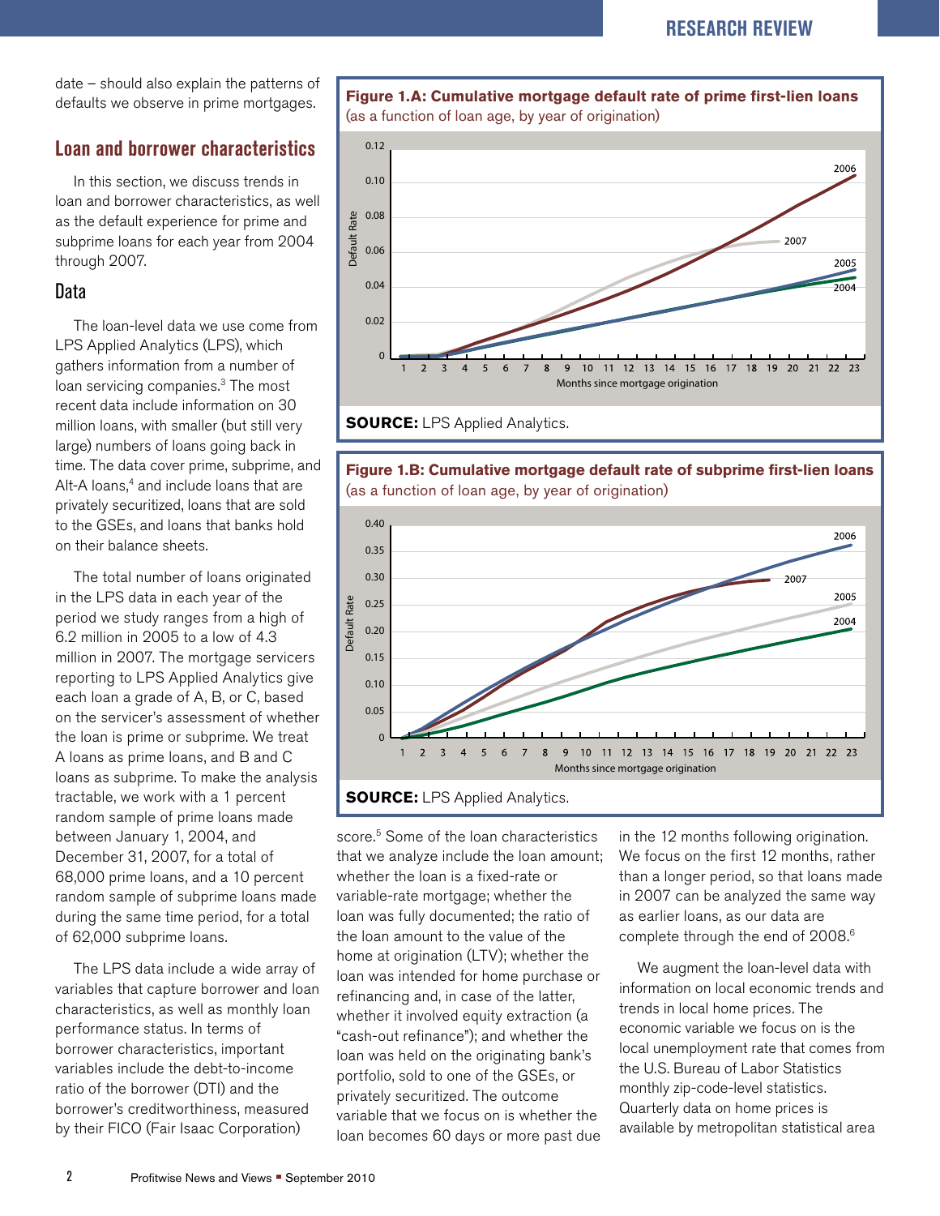date – should also explain the patterns of defaults we observe in prime mortgages.

## Loan and borrower characteristics

In this section, we discuss trends in loan and borrower characteristics, as well as the default experience for prime and subprime loans for each year from 2004 through 2007.

### Data

The loan-level data we use come from LPS Applied Analytics (LPS), which gathers information from a number of loan servicing companies.[3] The most recent data include information on 30 million loans, with smaller (but still very large) numbers of loans going back in time. The data cover prime, subprime, and Alt-A loans,[4] and include loans that are privately securitized, loans that are sold to the GSEs, and loans that banks hold on their balance sheets.

The total number of loans originated in the LPS data in each year of the period we study ranges from a high of 6.2 million in 2005 to a low of 4.3 million in 2007. The mortgage servicers reporting to LPS Applied Analytics give each loan a grade of A, B, or C, based on the servicer's assessment of whether the loan is prime or subprime. We treat A loans as prime loans, and B and C loans as subprime. To make the analysis tractable, we work with a 1 percent random sample of prime loans made between January 1, 2004, and December 31, 2007, for a total of 68,000 prime loans, and a 10 percent random sample of subprime loans made during the same time period, for a total of 62,000 subprime loans.

The LPS data include a wide array of variables that capture borrower and loan characteristics, as well as monthly loan performance status. In terms of borrower characteristics, important variables include the debt-to-income ratio of the borrower (DTI) and the borrower's creditworthiness, measured by their FICO (Fair Isaac Corporation) score.[5] Some of the loan characteristics that we analyze include the loan amount; whether the loan is a fixed-rate or variable-rate mortgage; whether the loan was fully documented; the ratio of the loan amount to the value of the home at origination (LTV); whether the loan was intended for home purchase or refinancing and, in case of the latter, whether it involved equity extraction (a "cash-out refinance"); and whether the loan was held on the originating bank's portfolio, sold to one of the GSEs, or privately securitized. The outcome variable that we focus on is whether the loan becomes 60 days or more past due in the 12 months following origination. We focus on the first 12 months, rather than a longer period, so that loans made in 2007 can be analyzed the same way as earlier loans, as our data are complete through the end of 2008.[6]

We augment the loan-level data with information on local economic trends and trends in local home prices. The economic variable we focus on is the local unemployment rate that comes from the U.S. Bureau of Labor Statistics monthly zip-code-level statistics. Quarterly data on home prices is available by metropolitan statistical area

**Figure 1.A: Cumulative mortgage default rate of prime first-lien loans**
(as a function of loan age, by year of origination)

Default Rate
0.12
0.10
0.08
0.06
0.04
0.02
0
2006
2007
2005
2004
1 2 3 4 5 6 7 8 9 10 11 12 13 14 15 16 17 18 19 20 21 22 23
Months since mortgage origination

**SOURCE:** LPS Applied Analytics.

**Figure 1.B: Cumulative mortgage default rate of subprime first-lien loans**
(as a function of loan age, by year of origination)

Default Rate
0.40
0.35
0.30
0.25
0.20
0.15
0.10
0.05
0
2006
2007
2005
2004
1 2 3 4 5 6 7 8 9 10 11 12 13 14 15 16 17 18 19 20 21 22 23
Months since mortgage origination

**SOURCE:** LPS Applied Analytics.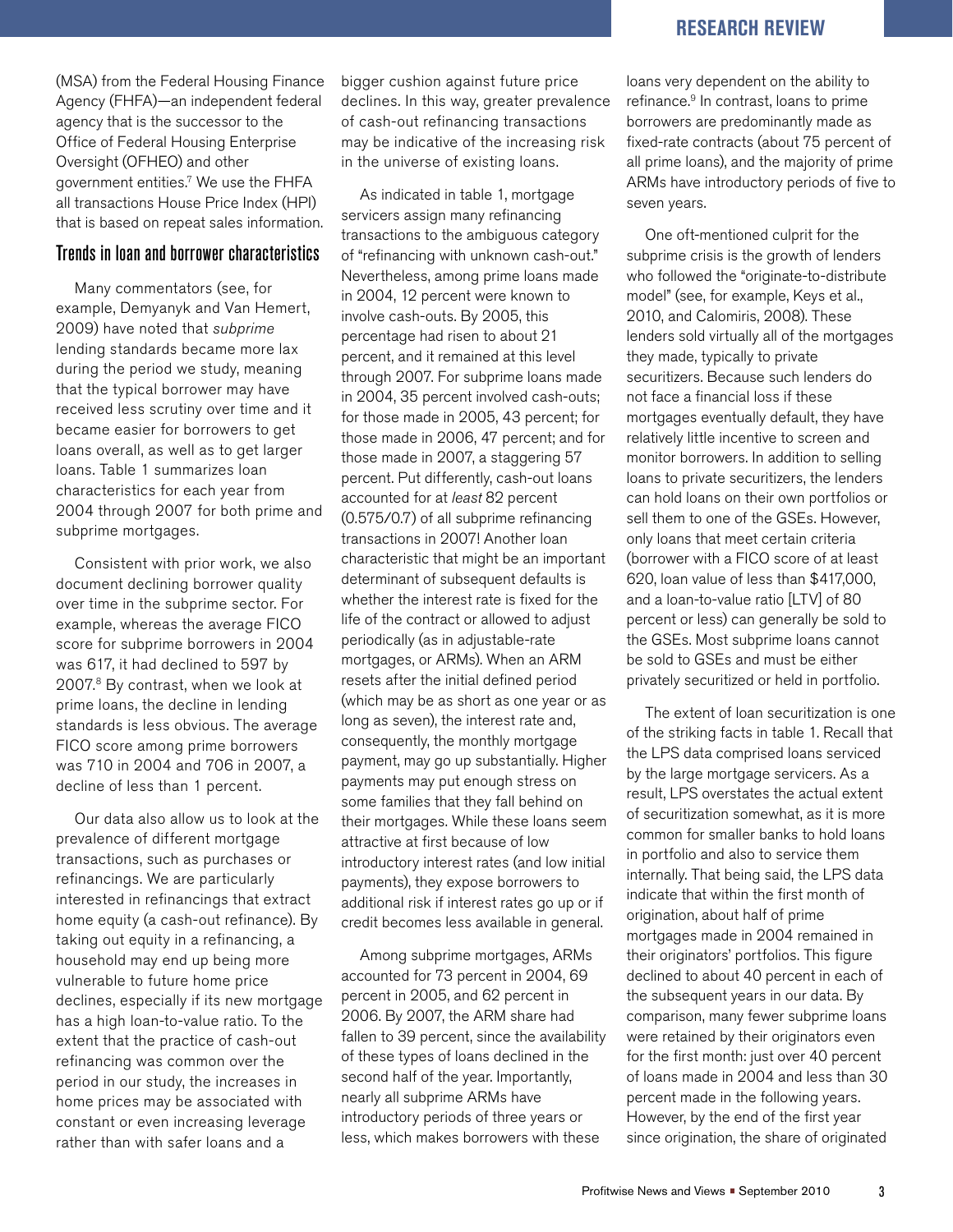(MSA) from the Federal Housing Finance Agency (FHFA)—an independent federal agency that is the successor to the Office of Federal Housing Enterprise Oversight (OFHEO) and other government entities.[7] We use the FHFA all transactions House Price Index (HPI) that is based on repeat sales information.

## Trends in loan and borrower characteristics

Many commentators (see, for example, Demyanyk and Van Hemert, 2009) have noted that *subprime* lending standards became more lax during the period we study, meaning that the typical borrower may have received less scrutiny over time and it became easier for borrowers to get loans overall, as well as to get larger loans. Table 1 summarizes loan characteristics for each year from 2004 through 2007 for both prime and subprime mortgages.

Consistent with prior work, we also document declining borrower quality over time in the subprime sector. For example, whereas the average FICO score for subprime borrowers in 2004 was 617, it had declined to 597 by 2007.[8] By contrast, when we look at prime loans, the decline in lending standards is less obvious. The average FICO score among prime borrowers was 710 in 2004 and 706 in 2007, a decline of less than 1 percent.

Our data also allow us to look at the prevalence of different mortgage transactions, such as purchases or refinancings. We are particularly interested in refinancings that extract home equity (a cash-out refinance). By taking out equity in a refinancing, a household may end up being more vulnerable to future home price declines, especially if its new mortgage has a high loan-to-value ratio. To the extent that the practice of cash-out refinancing was common over the period in our study, the increases in home prices may be associated with constant or even increasing leverage rather than with safer loans and a bigger cushion against future price declines. In this way, greater prevalence of cash-out refinancing transactions may be indicative of the increasing risk in the universe of existing loans.

As indicated in table 1, mortgage servicers assign many refinancing transactions to the ambiguous category of "refinancing with unknown cash-out." Nevertheless, among prime loans made in 2004, 12 percent were known to involve cash-outs. By 2005, this percentage had risen to about 21 percent, and it remained at this level through 2007. For subprime loans made in 2004, 35 percent involved cash-outs; for those made in 2005, 43 percent; for those made in 2006, 47 percent; and for those made in 2007, a staggering 57 percent. Put differently, cash-out loans accounted for at *least* 82 percent (0.575/0.7) of all subprime refinancing transactions in 2007! Another loan characteristic that might be an important determinant of subsequent defaults is whether the interest rate is fixed for the life of the contract or allowed to adjust periodically (as in adjustable-rate mortgages, or ARMs). When an ARM resets after the initial defined period (which may be as short as one year or as long as seven), the interest rate and, consequently, the monthly mortgage payment, may go up substantially. Higher payments may put enough stress on some families that they fall behind on their mortgages. While these loans seem attractive at first because of low introductory interest rates (and low initial payments), they expose borrowers to additional risk if interest rates go up or if credit becomes less available in general.

Among subprime mortgages, ARMs accounted for 73 percent in 2004, 69 percent in 2005, and 62 percent in 2006. By 2007, the ARM share had fallen to 39 percent, since the availability of these types of loans declined in the second half of the year. Importantly, nearly all subprime ARMs have introductory periods of three years or less, which makes borrowers with these loans very dependent on the ability to refinance.[9] In contrast, loans to prime borrowers are predominantly made as fixed-rate contracts (about 75 percent of all prime loans), and the majority of prime ARMs have introductory periods of five to seven years.

One oft-mentioned culprit for the subprime crisis is the growth of lenders who followed the "originate-to-distribute model" (see, for example, Keys et al., 2010, and Calomiris, 2008). These lenders sold virtually all of the mortgages they made, typically to private securitizers. Because such lenders do not face a financial loss if these mortgages eventually default, they have relatively little incentive to screen and monitor borrowers. In addition to selling loans to private securitizers, the lenders can hold loans on their own portfolios or sell them to one of the GSEs. However, only loans that meet certain criteria (borrower with a FICO score of at least 620, loan value of less than $417,000, and a loan-to-value ratio [LTV] of 80 percent or less) can generally be sold to the GSEs. Most subprime loans cannot be sold to GSEs and must be either privately securitized or held in portfolio.

The extent of loan securitization is one of the striking facts in table 1. Recall that the LPS data comprised loans serviced by the large mortgage servicers. As a result, LPS overstates the actual extent of securitization somewhat, as it is more common for smaller banks to hold loans in portfolio and also to service them internally. That being said, the LPS data indicate that within the first month of origination, about half of prime mortgages made in 2004 remained in their originators' portfolios. This figure declined to about 40 percent in each of the subsequent years in our data. By comparison, many fewer subprime loans were retained by their originators even for the first month: just over 40 percent of loans made in 2004 and less than 30 percent made in the following years. However, by the end of the first year since origination, the share of originated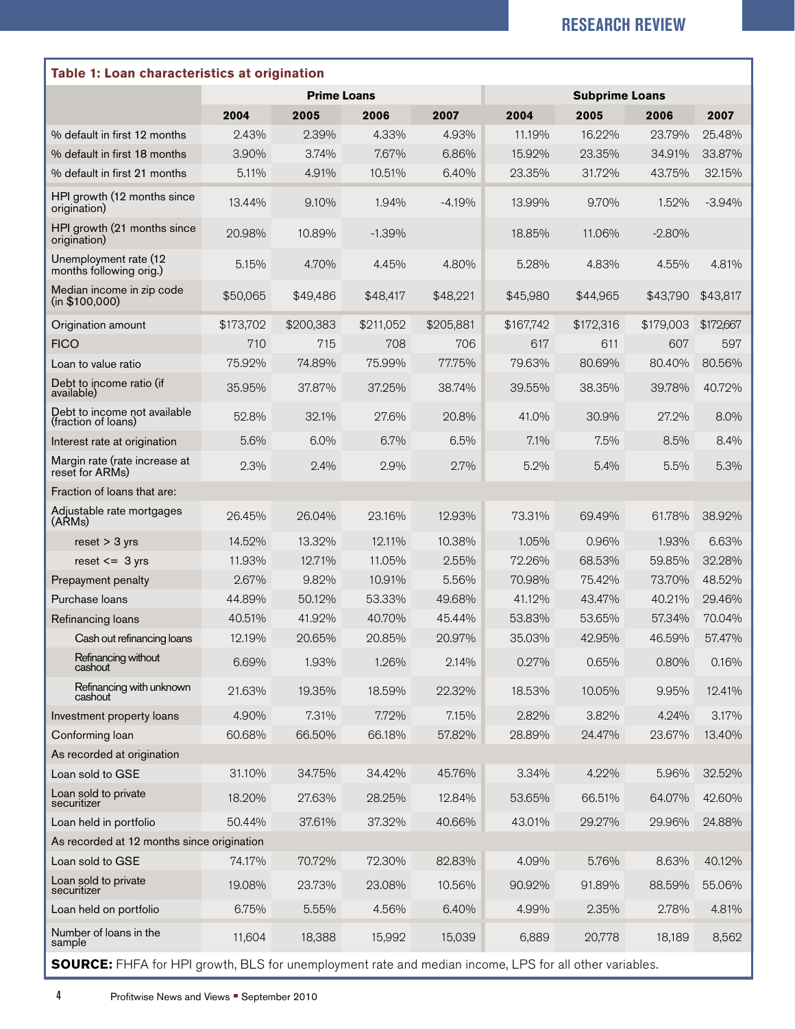**Table 1: Loan characteristics at origination**

| | Prime Loans | | | | Subprime Loans | | | |
|---|---|---|---|---|---|---|---|---|
| | 2004 | 2005 | 2006 | 2007 | 2004 | 2005 | 2006 | 2007 |
| % default in first 12 months | 2.43% | 2.39% | 4.33% | 4.93% | 11.19% | 16.22% | 23.79% | 25.48% |
| % default in first 18 months | 3.90% | 3.74% | 7.67% | 6.86% | 15.92% | 23.35% | 34.91% | 33.87% |
| % default in first 21 months | 5.11% | 4.91% | 10.51% | 6.40% | 23.35% | 31.72% | 43.75% | 32.15% |
| HPI growth (12 months since origination) | 13.44% | 9.10% | 1.94% | -4.19% | 13.99% | 9.70% | 1.52% | -3.94% |
| HPI growth (21 months since origination) | 20.98% | 10.89% | -1.39% | | 18.85% | 11.06% | -2.80% | |
| Unemployment rate (12 months following orig.) | 5.15% | 4.70% | 4.45% | 4.80% | 5.28% | 4.83% | 4.55% | 4.81% |
| Median income in zip code (in $100,000) | $50,065 | $49,486 | $48,417 | $48,221 | $45,980 | $44,965 | $43,790 | $43,817 |
| Origination amount | $173,702 | $200,383 | $211,052 | $205,881 | $167,742 | $172,316 | $179,003 | $172,667 |
| FICO | 710 | 715 | 708 | 706 | 617 | 611 | 607 | 597 |
| Loan to value ratio | 75.92% | 74.89% | 75.99% | 77.75% | 79.63% | 80.69% | 80.40% | 80.56% |
| Debt to income ratio (if available) | 35.95% | 37.87% | 37.25% | 38.74% | 39.55% | 38.35% | 39.78% | 40.72% |
| Debt to income not available (fraction of loans) | 52.8% | 32.1% | 27.6% | 20.8% | 41.0% | 30.9% | 27.2% | 8.0% |
| Interest rate at origination | 5.6% | 6.0% | 6.7% | 6.5% | 7.1% | 7.5% | 8.5% | 8.4% |
| Margin rate (rate increase at reset for ARMs) | 2.3% | 2.4% | 2.9% | 2.7% | 5.2% | 5.4% | 5.5% | 5.3% |
| Fraction of loans that are: | | | | | | | | |
| Adjustable rate mortgages (ARMs) | 26.45% | 26.04% | 23.16% | 12.93% | 73.31% | 69.49% | 61.78% | 38.92% |
| reset > 3 yrs | 14.52% | 13.32% | 12.11% | 10.38% | 1.05% | 0.96% | 1.93% | 6.63% |
| reset <= 3 yrs | 11.93% | 12.71% | 11.05% | 2.55% | 72.26% | 68.53% | 59.85% | 32.28% |
| Prepayment penalty | 2.67% | 9.82% | 10.91% | 5.56% | 70.98% | 75.42% | 73.70% | 48.52% |
| Purchase loans | 44.89% | 50.12% | 53.33% | 49.68% | 41.12% | 43.47% | 40.21% | 29.46% |
| Refinancing loans | 40.51% | 41.92% | 40.70% | 45.44% | 53.83% | 53.65% | 57.34% | 70.04% |
| Cash out refinancing loans | 12.19% | 20.65% | 20.85% | 20.97% | 35.03% | 42.95% | 46.59% | 57.47% |
| Refinancing without cashout | 6.69% | 1.93% | 1.26% | 2.14% | 0.27% | 0.65% | 0.80% | 0.16% |
| Refinancing with unknown cashout | 21.63% | 19.35% | 18.59% | 22.32% | 18.53% | 10.05% | 9.95% | 12.41% |
| Investment property loans | 4.90% | 7.31% | 7.72% | 7.15% | 2.82% | 3.82% | 4.24% | 3.17% |
| Conforming loan | 60.68% | 66.50% | 66.18% | 57.82% | 28.89% | 24.47% | 23.67% | 13.40% |
| As recorded at origination | | | | | | | | |
| Loan sold to GSE | 31.10% | 34.75% | 34.42% | 45.76% | 3.34% | 4.22% | 5.96% | 32.52% |
| Loan sold to private securitizer | 18.20% | 27.63% | 28.25% | 12.84% | 53.65% | 66.51% | 64.07% | 42.60% |
| Loan held in portfolio | 50.44% | 37.61% | 37.32% | 40.66% | 43.01% | 29.27% | 29.96% | 24.88% |
| As recorded at 12 months since origination | | | | | | | | |
| Loan sold to GSE | 74.17% | 70.72% | 72.30% | 82.83% | 4.09% | 5.76% | 8.63% | 40.12% |
| Loan sold to private securitizer | 19.08% | 23.73% | 23.08% | 10.56% | 90.92% | 91.89% | 88.59% | 55.06% |
| Loan held on portfolio | 6.75% | 5.55% | 4.56% | 6.40% | 4.99% | 2.35% | 2.78% | 4.81% |
| Number of loans in the sample | 11,604 | 18,388 | 15,992 | 15,039 | 6,889 | 20,778 | 18,189 | 8,562 |

**SOURCE:** FHFA for HPI growth, BLS for unemployment rate and median income, LPS for all other variables.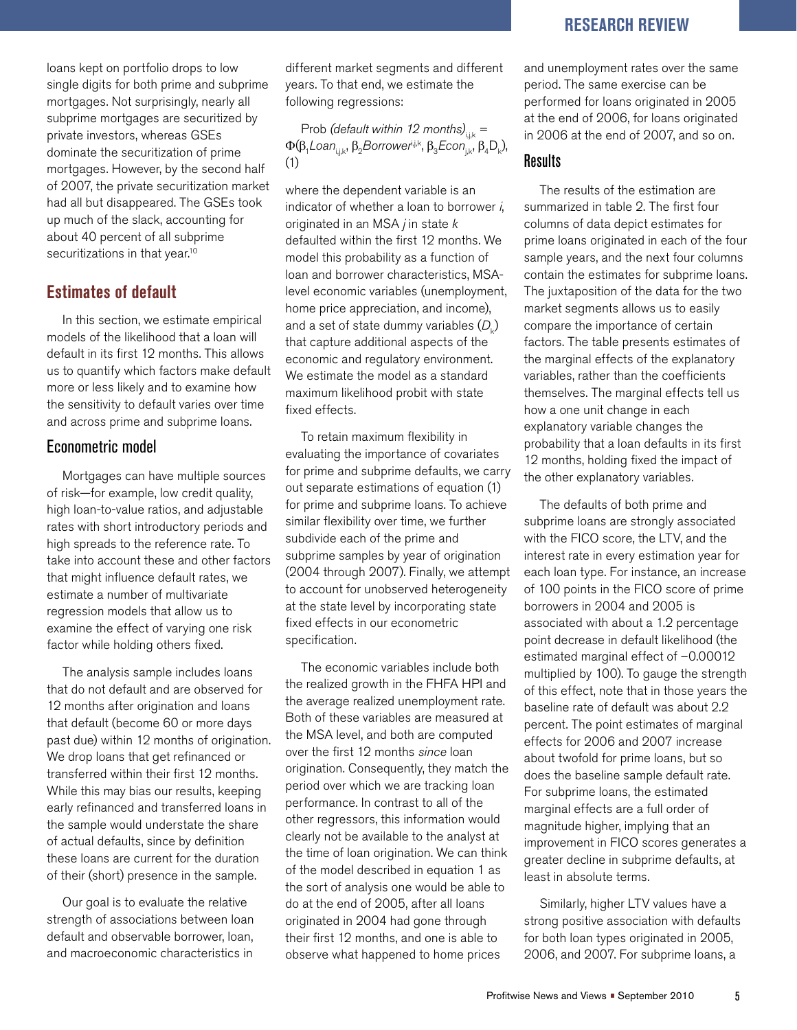loans kept on portfolio drops to low single digits for both prime and subprime mortgages. Not surprisingly, nearly all subprime mortgages are securitized by private investors, whereas GSEs dominate the securitization of prime mortgages. However, by the second half of 2007, the private securitization market had all but disappeared. The GSEs took up much of the slack, accounting for about 40 percent of all subprime securitizations in that year.[10]

## Estimates of default

In this section, we estimate empirical models of the likelihood that a loan will default in its first 12 months. This allows us to quantify which factors make default more or less likely and to examine how the sensitivity to default varies over time and across prime and subprime loans.

### Econometric model

Mortgages can have multiple sources of risk—for example, low credit quality, high loan-to-value ratios, and adjustable rates with short introductory periods and high spreads to the reference rate. To take into account these and other factors that might influence default rates, we estimate a number of multivariate regression models that allow us to examine the effect of varying one risk factor while holding others fixed.

The analysis sample includes loans that do not default and are observed for 12 months after origination and loans that default (become 60 or more days past due) within 12 months of origination. We drop loans that get refinanced or transferred within their first 12 months. While this may bias our results, keeping early refinanced and transferred loans in the sample would understate the share of actual defaults, since by definition these loans are current for the duration of their (short) presence in the sample.

Our goal is to evaluate the relative strength of associations between loan default and observable borrower, loan, and macroeconomic characteristics in different market segments and different years. To that end, we estimate the following regressions:

$$\text{Prob } (\textit{default within 12 months})_{i,j,k} = \Phi(\beta_1 Loan_{i,j,k}, \beta_2 Borrower_{i,j,k}, \beta_3 Econ_{j,k}, \beta_4 D_k), \quad (1)$$

where the dependent variable is an indicator of whether a loan to borrower *i*, originated in an MSA *j* in state *k* defaulted within the first 12 months. We model this probability as a function of loan and borrower characteristics, MSA-level economic variables (unemployment, home price appreciation, and income), and a set of state dummy variables ($D_k$) that capture additional aspects of the economic and regulatory environment. We estimate the model as a standard maximum likelihood probit with state fixed effects.

To retain maximum flexibility in evaluating the importance of covariates for prime and subprime defaults, we carry out separate estimations of equation (1) for prime and subprime loans. To achieve similar flexibility over time, we further subdivide each of the prime and subprime samples by year of origination (2004 through 2007). Finally, we attempt to account for unobserved heterogeneity at the state level by incorporating state fixed effects in our econometric specification.

The economic variables include both the realized growth in the FHFA HPI and the average realized unemployment rate. Both of these variables are measured at the MSA level, and both are computed over the first 12 months *since* loan origination. Consequently, they match the period over which we are tracking loan performance. In contrast to all of the other regressors, this information would clearly not be available to the analyst at the time of loan origination. We can think of the model described in equation 1 as the sort of analysis one would be able to do at the end of 2005, after all loans originated in 2004 had gone through their first 12 months, and one is able to observe what happened to home prices and unemployment rates over the same period. The same exercise can be performed for loans originated in 2005 at the end of 2006, for loans originated in 2006 at the end of 2007, and so on.

### Results

The results of the estimation are summarized in table 2. The first four columns of data depict estimates for prime loans originated in each of the four sample years, and the next four columns contain the estimates for subprime loans. The juxtaposition of the data for the two market segments allows us to easily compare the importance of certain factors. The table presents estimates of the marginal effects of the explanatory variables, rather than the coefficients themselves. The marginal effects tell us how a one unit change in each explanatory variable changes the probability that a loan defaults in its first 12 months, holding fixed the impact of the other explanatory variables.

The defaults of both prime and subprime loans are strongly associated with the FICO score, the LTV, and the interest rate in every estimation year for each loan type. For instance, an increase of 100 points in the FICO score of prime borrowers in 2004 and 2005 is associated with about a 1.2 percentage point decrease in default likelihood (the estimated marginal effect of −0.00012 multiplied by 100). To gauge the strength of this effect, note that in those years the baseline rate of default was about 2.2 percent. The point estimates of marginal effects for 2006 and 2007 increase about twofold for prime loans, but so does the baseline sample default rate. For subprime loans, the estimated marginal effects are a full order of magnitude higher, implying that an improvement in FICO scores generates a greater decline in subprime defaults, at least in absolute terms.

Similarly, higher LTV values have a strong positive association with defaults for both loan types originated in 2005, 2006, and 2007. For subprime loans, a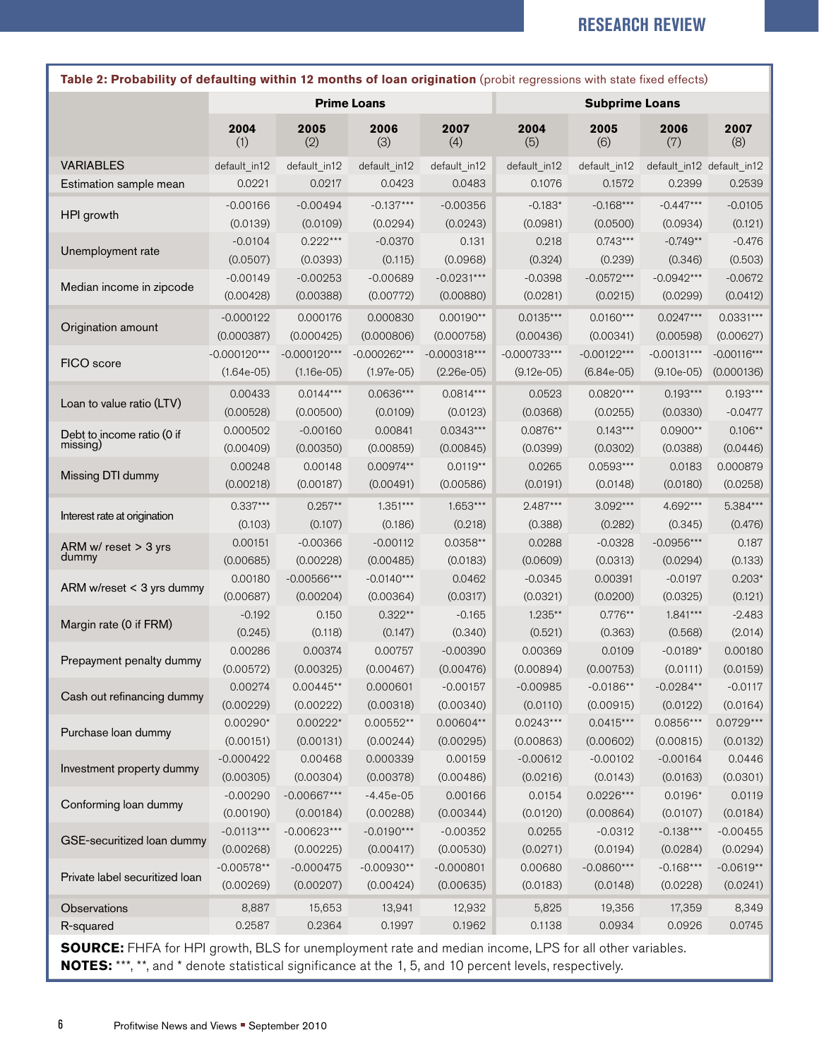**Table 2: Probability of defaulting within 12 months of loan origination** (probit regressions with state fixed effects)

| | Prime Loans | | | | Subprime Loans | | | |
|---|---|---|---|---|---|---|---|---|
| | 2004 (1) | 2005 (2) | 2006 (3) | 2007 (4) | 2004 (5) | 2005 (6) | 2006 (7) | 2007 (8) |
| VARIABLES | default_in12 | default_in12 | default_in12 | default_in12 | default_in12 | default_in12 | default_in12 | default_in12 |
| Estimation sample mean | 0.0221 | 0.0217 | 0.0423 | 0.0483 | 0.1076 | 0.1572 | 0.2399 | 0.2539 |
| HPI growth | -0.00166 | -0.00494 | -0.137*** | -0.00356 | -0.183* | -0.168*** | -0.447*** | -0.0105 |
| | (0.0139) | (0.0109) | (0.0294) | (0.0243) | (0.0981) | (0.0500) | (0.0934) | (0.121) |
| Unemployment rate | -0.0104 | 0.222*** | -0.0370 | 0.131 | 0.218 | 0.743*** | -0.749** | -0.476 |
| | (0.0507) | (0.0393) | (0.115) | (0.0968) | (0.324) | (0.239) | (0.346) | (0.503) |
| Median income in zipcode | -0.00149 | -0.00253 | -0.00689 | -0.0231*** | -0.0398 | -0.0572*** | -0.0942*** | -0.0672 |
| | (0.00428) | (0.00388) | (0.00772) | (0.00880) | (0.0281) | (0.0215) | (0.0299) | (0.0412) |
| Origination amount | -0.000122 | 0.000176 | 0.000830 | 0.00190** | 0.0135*** | 0.0160*** | 0.0247*** | 0.0331*** |
| | (0.000387) | (0.000425) | (0.000806) | (0.000758) | (0.00436) | (0.00341) | (0.00598) | (0.00627) |
| FICO score | -0.000120*** | -0.000120*** | -0.000262*** | -0.000318*** | -0.000733*** | -0.00122*** | -0.00131*** | -0.00116*** |
| | (1.64e-05) | (1.16e-05) | (1.97e-05) | (2.26e-05) | (9.12e-05) | (6.84e-05) | (9.10e-05) | (0.000136) |
| Loan to value ratio (LTV) | 0.00433 | 0.0144*** | 0.0636*** | 0.0814*** | 0.0523 | 0.0820*** | 0.193*** | 0.193*** |
| | (0.00528) | (0.00500) | (0.0109) | (0.0123) | (0.0368) | (0.0255) | (0.0330) | -0.0477 |
| Debt to income ratio (0 if missing) | 0.000502 | -0.00160 | 0.00841 | 0.0343*** | 0.0876** | 0.143*** | 0.0900** | 0.106** |
| | (0.00409) | (0.00350) | (0.00859) | (0.00845) | (0.0399) | (0.0302) | (0.0388) | (0.0446) |
| Missing DTI dummy | 0.00248 | 0.00148 | 0.00974** | 0.0119** | 0.0265 | 0.0593*** | 0.0183 | 0.000879 |
| | (0.00218) | (0.00187) | (0.00491) | (0.00586) | (0.0191) | (0.0148) | (0.0180) | (0.0258) |
| Interest rate at origination | 0.337*** | 0.257** | 1.351*** | 1.653*** | 2.487*** | 3.092*** | 4.692*** | 5.384*** |
| | (0.103) | (0.107) | (0.186) | (0.218) | (0.388) | (0.282) | (0.345) | (0.476) |
| ARM w/ reset > 3 yrs dummy | 0.00151 | -0.00366 | -0.00112 | 0.0358** | 0.0288 | -0.0328 | -0.0956*** | 0.187 |
| | (0.00685) | (0.00228) | (0.00485) | (0.0183) | (0.0609) | (0.0313) | (0.0294) | (0.133) |
| ARM w/reset < 3 yrs dummy | 0.00180 | -0.00566*** | -0.0140*** | 0.0462 | -0.0345 | 0.00391 | -0.0197 | 0.203* |
| | (0.00687) | (0.00204) | (0.00364) | (0.0317) | (0.0321) | (0.0200) | (0.0325) | (0.121) |
| Margin rate (0 if FRM) | -0.192 | 0.150 | 0.322** | -0.165 | 1.235** | 0.776** | 1.841*** | -2.483 |
| | (0.245) | (0.118) | (0.147) | (0.340) | (0.521) | (0.363) | (0.568) | (2.014) |
| Prepayment penalty dummy | 0.00286 | 0.00374 | 0.00757 | -0.00390 | 0.00369 | 0.0109 | -0.0189* | 0.00180 |
| | (0.00572) | (0.00325) | (0.00467) | (0.00476) | (0.00894) | (0.00753) | (0.0111) | (0.0159) |
| Cash out refinancing dummy | 0.00274 | 0.00445** | 0.000601 | -0.00157 | -0.00985 | -0.0186** | -0.0284** | -0.0117 |
| | (0.00229) | (0.00222) | (0.00318) | (0.00340) | (0.0110) | (0.00915) | (0.0122) | (0.0164) |
| Purchase loan dummy | 0.00290* | 0.00222* | 0.00552** | 0.00604** | 0.0243*** | 0.0415*** | 0.0856*** | 0.0729*** |
| | (0.00151) | (0.00131) | (0.00244) | (0.00295) | (0.00863) | (0.00602) | (0.00815) | (0.0132) |
| Investment property dummy | -0.000422 | 0.00468 | 0.000339 | 0.00159 | -0.00612 | -0.00102 | -0.00164 | 0.0446 |
| | (0.00305) | (0.00304) | (0.00378) | (0.00486) | (0.0216) | (0.0143) | (0.0163) | (0.0301) |
| Conforming loan dummy | -0.00290 | -0.00667*** | -4.45e-05 | 0.00166 | 0.0154 | 0.0226*** | 0.0196* | 0.0119 |
| | (0.00190) | (0.00184) | (0.00288) | (0.00344) | (0.0120) | (0.00864) | (0.0107) | (0.0184) |
| GSE-securitized loan dummy | -0.0113*** | -0.00623*** | -0.0190*** | -0.00352 | 0.0255 | -0.0312 | -0.138*** | -0.00455 |
| | (0.00268) | (0.00225) | (0.00417) | (0.00530) | (0.0271) | (0.0194) | (0.0284) | (0.0294) |
| Private label securitized loan | -0.00578** | -0.000475 | -0.00930** | -0.000801 | 0.00680 | -0.0860*** | -0.168*** | -0.0619** |
| | (0.00269) | (0.00207) | (0.00424) | (0.00635) | (0.0183) | (0.0148) | (0.0228) | (0.0241) |
| Observations | 8,887 | 15,653 | 13,941 | 12,932 | 5,825 | 19,356 | 17,359 | 8,349 |
| R-squared | 0.2587 | 0.2364 | 0.1997 | 0.1962 | 0.1138 | 0.0934 | 0.0926 | 0.0745 |

**SOURCE:** FHFA for HPI growth, BLS for unemployment rate and median income, LPS for all other variables.
**NOTES:** ***, **, and * denote statistical significance at the 1, 5, and 10 percent levels, respectively.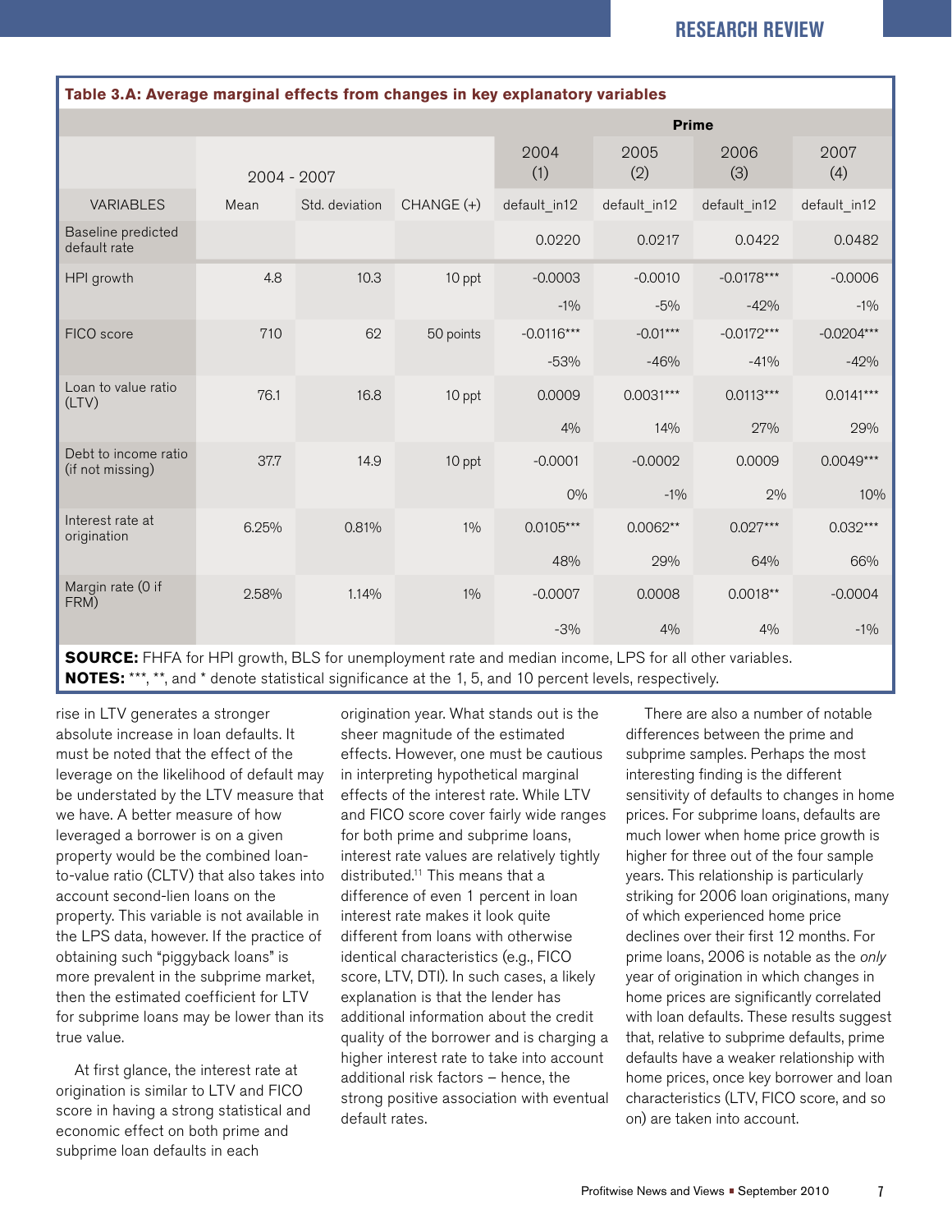**Table 3.A: Average marginal effects from changes in key explanatory variables**

| | 2004 - 2007 | | | Prime | | | |
|---|---|---|---|---|---|---|---|
| | | | | 2004 (1) | 2005 (2) | 2006 (3) | 2007 (4) |
| VARIABLES | Mean | Std. deviation | CHANGE (+) | default_in12 | default_in12 | default_in12 | default_in12 |
| Baseline predicted default rate | | | | 0.0220 | 0.0217 | 0.0422 | 0.0482 |
| HPI growth | 4.8 | 10.3 | 10 ppt | -0.0003 | -0.0010 | -0.0178*** | -0.0006 |
| | | | | -1% | -5% | -42% | -1% |
| FICO score | 710 | 62 | 50 points | -0.0116*** | -0.01*** | -0.0172*** | -0.0204*** |
| | | | | -53% | -46% | -41% | -42% |
| Loan to value ratio (LTV) | 76.1 | 16.8 | 10 ppt | 0.0009 | 0.0031*** | 0.0113*** | 0.0141*** |
| | | | | 4% | 14% | 27% | 29% |
| Debt to income ratio (if not missing) | 37.7 | 14.9 | 10 ppt | -0.0001 | -0.0002 | 0.0009 | 0.0049*** |
| | | | | 0% | -1% | 2% | 10% |
| Interest rate at origination | 6.25% | 0.81% | 1% | 0.0105*** | 0.0062** | 0.027*** | 0.032*** |
| | | | | 48% | 29% | 64% | 66% |
| Margin rate (0 if FRM) | 2.58% | 1.14% | 1% | -0.0007 | 0.0008 | 0.0018** | -0.0004 |
| | | | | -3% | 4% | 4% | -1% |

**SOURCE:** FHFA for HPI growth, BLS for unemployment rate and median income, LPS for all other variables.
**NOTES:** ***, **, and * denote statistical significance at the 1, 5, and 10 percent levels, respectively.

rise in LTV generates a stronger absolute increase in loan defaults. It must be noted that the effect of the leverage on the likelihood of default may be understated by the LTV measure that we have. A better measure of how leveraged a borrower is on a given property would be the combined loan-to-value ratio (CLTV) that also takes into account second-lien loans on the property. This variable is not available in the LPS data, however. If the practice of obtaining such "piggyback loans" is more prevalent in the subprime market, then the estimated coefficient for LTV for subprime loans may be lower than its true value.

At first glance, the interest rate at origination is similar to LTV and FICO score in having a strong statistical and economic effect on both prime and subprime loan defaults in each origination year. What stands out is the sheer magnitude of the estimated effects. However, one must be cautious in interpreting hypothetical marginal effects of the interest rate. While LTV and FICO score cover fairly wide ranges for both prime and subprime loans, interest rate values are relatively tightly distributed.[11] This means that a difference of even 1 percent in loan interest rate makes it look quite different from loans with otherwise identical characteristics (e.g., FICO score, LTV, DTI). In such cases, a likely explanation is that the lender has additional information about the credit quality of the borrower and is charging a higher interest rate to take into account additional risk factors – hence, the strong positive association with eventual default rates.

There are also a number of notable differences between the prime and subprime samples. Perhaps the most interesting finding is the different sensitivity of defaults to changes in home prices. For subprime loans, defaults are much lower when home price growth is higher for three out of the four sample years. This relationship is particularly striking for 2006 loan originations, many of which experienced home price declines over their first 12 months. For prime loans, 2006 is notable as the *only* year of origination in which changes in home prices are significantly correlated with loan defaults. These results suggest that, relative to subprime defaults, prime defaults have a weaker relationship with home prices, once key borrower and loan characteristics (LTV, FICO score, and so on) are taken into account.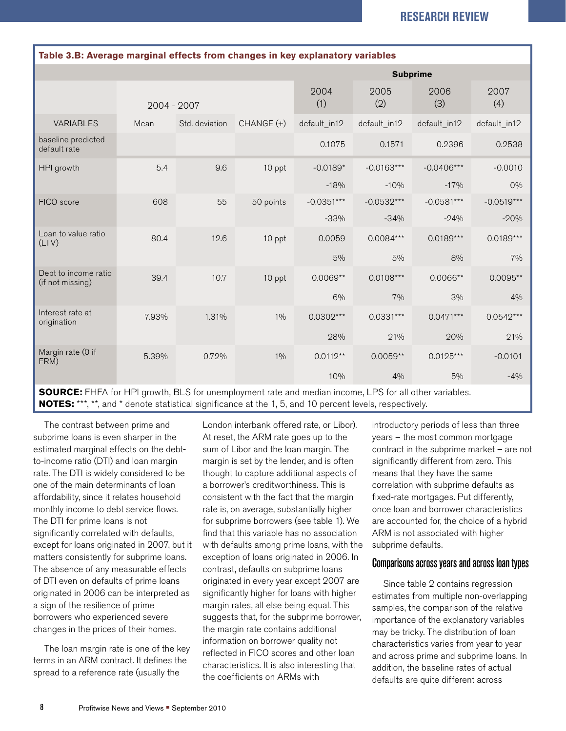**Table 3.B: Average marginal effects from changes in key explanatory variables**

| | | | | Subprime | | | |
|---|---|---|---|---|---|---|---|
| | 2004 - 2007 | | | 2004 (1) | 2005 (2) | 2006 (3) | 2007 (4) |
| VARIABLES | Mean | Std. deviation | CHANGE (+) | default_in12 | default_in12 | default_in12 | default_in12 |
| baseline predicted default rate | | | | 0.1075 | 0.1571 | 0.2396 | 0.2538 |
| HPI growth | 5.4 | 9.6 | 10 ppt | -0.0189* | -0.0163*** | -0.0406*** | -0.0010 |
| | | | | -18% | -10% | -17% | 0% |
| FICO score | 608 | 55 | 50 points | -0.0351*** | -0.0532*** | -0.0581*** | -0.0519*** |
| | | | | -33% | -34% | -24% | -20% |
| Loan to value ratio (LTV) | 80.4 | 12.6 | 10 ppt | 0.0059 | 0.0084*** | 0.0189*** | 0.0189*** |
| | | | | 5% | 5% | 8% | 7% |
| Debt to income ratio (if not missing) | 39.4 | 10.7 | 10 ppt | 0.0069** | 0.0108*** | 0.0066** | 0.0095** |
| | | | | 6% | 7% | 3% | 4% |
| Interest rate at origination | 7.93% | 1.31% | 1% | 0.0302*** | 0.0331*** | 0.0471*** | 0.0542*** |
| | | | | 28% | 21% | 20% | 21% |
| Margin rate (0 if FRM) | 5.39% | 0.72% | 1% | 0.0112** | 0.0059** | 0.0125*** | -0.0101 |
| | | | | 10% | 4% | 5% | -4% |

**SOURCE:** FHFA for HPI growth, BLS for unemployment rate and median income, LPS for all other variables.
**NOTES:** ***, **, and * denote statistical significance at the 1, 5, and 10 percent levels, respectively.

The contrast between prime and subprime loans is even sharper in the estimated marginal effects on the debt-to-income ratio (DTI) and loan margin rate. The DTI is widely considered to be one of the main determinants of loan affordability, since it relates household monthly income to debt service flows. The DTI for prime loans is not significantly correlated with defaults, except for loans originated in 2007, but it matters consistently for subprime loans. The absence of any measurable effects of DTI even on defaults of prime loans originated in 2006 can be interpreted as a sign of the resilience of prime borrowers who experienced severe changes in the prices of their homes.

The loan margin rate is one of the key terms in an ARM contract. It defines the spread to a reference rate (usually the London interbank offered rate, or Libor). At reset, the ARM rate goes up to the sum of Libor and the loan margin. The margin is set by the lender, and is often thought to capture additional aspects of a borrower's creditworthiness. This is consistent with the fact that the margin rate is, on average, substantially higher for subprime borrowers (see table 1). We find that this variable has no association with defaults among prime loans, with the exception of loans originated in 2006. In contrast, defaults on subprime loans originated in every year except 2007 are significantly higher for loans with higher margin rates, all else being equal. This suggests that, for the subprime borrower, the margin rate contains additional information on borrower quality not reflected in FICO scores and other loan characteristics. It is also interesting that the coefficients on ARMs with introductory periods of less than three years – the most common mortgage contract in the subprime market – are not significantly different from zero. This means that they have the same correlation with subprime defaults as fixed-rate mortgages. Put differently, once loan and borrower characteristics are accounted for, the choice of a hybrid ARM is not associated with higher subprime defaults.

## Comparisons across years and across loan types

Since table 2 contains regression estimates from multiple non-overlapping samples, the comparison of the relative importance of the explanatory variables may be tricky. The distribution of loan characteristics varies from year to year and across prime and subprime loans. In addition, the baseline rates of actual defaults are quite different across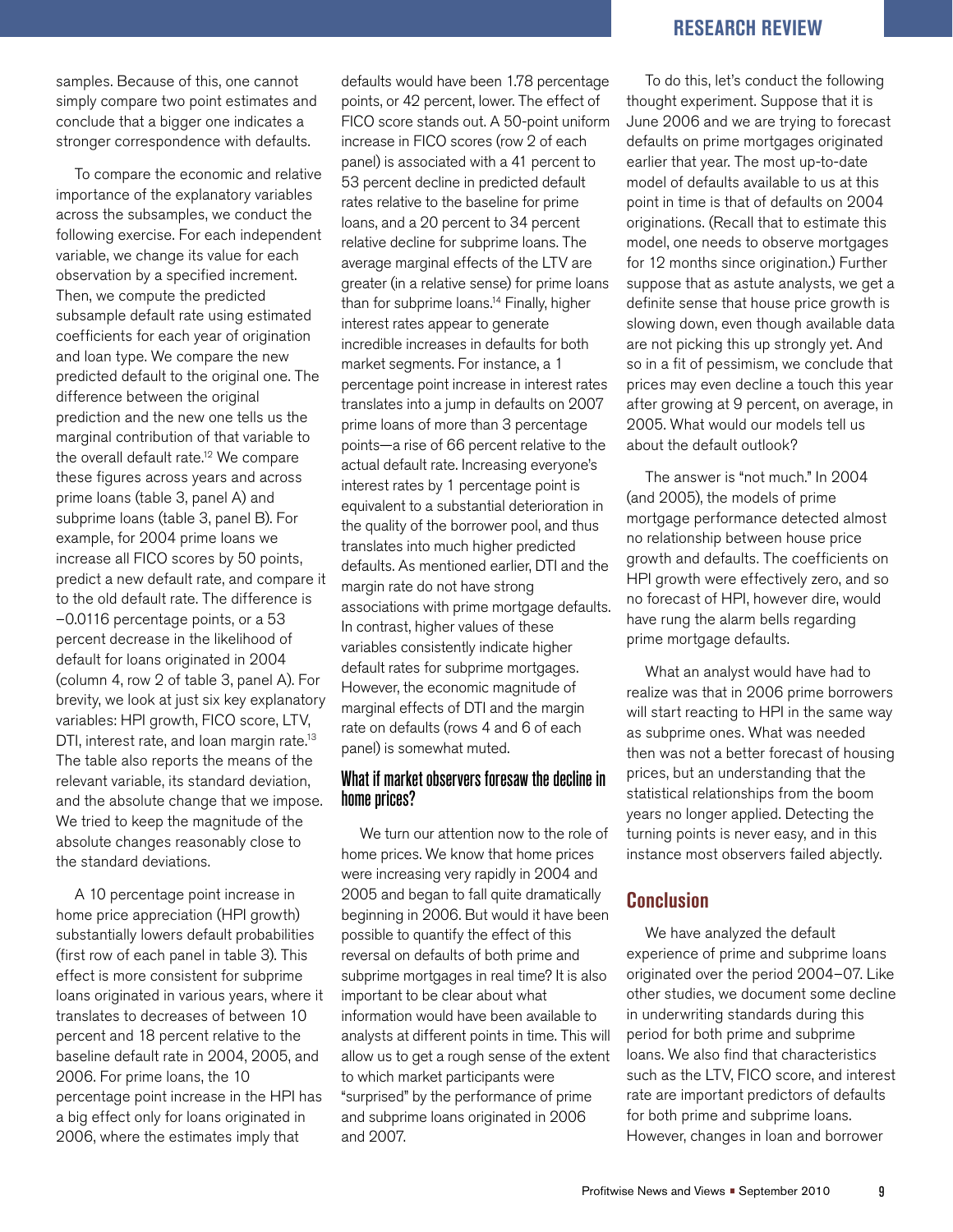samples. Because of this, one cannot simply compare two point estimates and conclude that a bigger one indicates a stronger correspondence with defaults.

To compare the economic and relative importance of the explanatory variables across the subsamples, we conduct the following exercise. For each independent variable, we change its value for each observation by a specified increment. Then, we compute the predicted subsample default rate using estimated coefficients for each year of origination and loan type. We compare the new predicted default to the original one. The difference between the original prediction and the new one tells us the marginal contribution of that variable to the overall default rate.[12] We compare these figures across years and across prime loans (table 3, panel A) and subprime loans (table 3, panel B). For example, for 2004 prime loans we increase all FICO scores by 50 points, predict a new default rate, and compare it to the old default rate. The difference is –0.0116 percentage points, or a 53 percent decrease in the likelihood of default for loans originated in 2004 (column 4, row 2 of table 3, panel A). For brevity, we look at just six key explanatory variables: HPI growth, FICO score, LTV, DTI, interest rate, and loan margin rate.[13] The table also reports the means of the relevant variable, its standard deviation, and the absolute change that we impose. We tried to keep the magnitude of the absolute changes reasonably close to the standard deviations.

A 10 percentage point increase in home price appreciation (HPI growth) substantially lowers default probabilities (first row of each panel in table 3). This effect is more consistent for subprime loans originated in various years, where it translates to decreases of between 10 percent and 18 percent relative to the baseline default rate in 2004, 2005, and 2006. For prime loans, the 10 percentage point increase in the HPI has a big effect only for loans originated in 2006, where the estimates imply that defaults would have been 1.78 percentage points, or 42 percent, lower. The effect of FICO score stands out. A 50-point uniform increase in FICO scores (row 2 of each panel) is associated with a 41 percent to 53 percent decline in predicted default rates relative to the baseline for prime loans, and a 20 percent to 34 percent relative decline for subprime loans. The average marginal effects of the LTV are greater (in a relative sense) for prime loans than for subprime loans.[14] Finally, higher interest rates appear to generate incredible increases in defaults for both market segments. For instance, a 1 percentage point increase in interest rates translates into a jump in defaults on 2007 prime loans of more than 3 percentage points—a rise of 66 percent relative to the actual default rate. Increasing everyone's interest rates by 1 percentage point is equivalent to a substantial deterioration in the quality of the borrower pool, and thus translates into much higher predicted defaults. As mentioned earlier, DTI and the margin rate do not have strong associations with prime mortgage defaults. In contrast, higher values of these variables consistently indicate higher default rates for subprime mortgages. However, the economic magnitude of marginal effects of DTI and the margin rate on defaults (rows 4 and 6 of each panel) is somewhat muted.

### What if market observers foresaw the decline in home prices?

We turn our attention now to the role of home prices. We know that home prices were increasing very rapidly in 2004 and 2005 and began to fall quite dramatically beginning in 2006. But would it have been possible to quantify the effect of this reversal on defaults of both prime and subprime mortgages in real time? It is also important to be clear about what information would have been available to analysts at different points in time. This will allow us to get a rough sense of the extent to which market participants were "surprised" by the performance of prime and subprime loans originated in 2006 and 2007.

To do this, let's conduct the following thought experiment. Suppose that it is June 2006 and we are trying to forecast defaults on prime mortgages originated earlier that year. The most up-to-date model of defaults available to us at this point in time is that of defaults on 2004 originations. (Recall that to estimate this model, one needs to observe mortgages for 12 months since origination.) Further suppose that as astute analysts, we get a definite sense that house price growth is slowing down, even though available data are not picking this up strongly yet. And so in a fit of pessimism, we conclude that prices may even decline a touch this year after growing at 9 percent, on average, in 2005. What would our models tell us about the default outlook?

The answer is "not much." In 2004 (and 2005), the models of prime mortgage performance detected almost no relationship between house price growth and defaults. The coefficients on HPI growth were effectively zero, and so no forecast of HPI, however dire, would have rung the alarm bells regarding prime mortgage defaults.

What an analyst would have had to realize was that in 2006 prime borrowers will start reacting to HPI in the same way as subprime ones. What was needed then was not a better forecast of housing prices, but an understanding that the statistical relationships from the boom years no longer applied. Detecting the turning points is never easy, and in this instance most observers failed abjectly.

## Conclusion

We have analyzed the default experience of prime and subprime loans originated over the period 2004–07. Like other studies, we document some decline in underwriting standards during this period for both prime and subprime loans. We also find that characteristics such as the LTV, FICO score, and interest rate are important predictors of defaults for both prime and subprime loans. However, changes in loan and borrower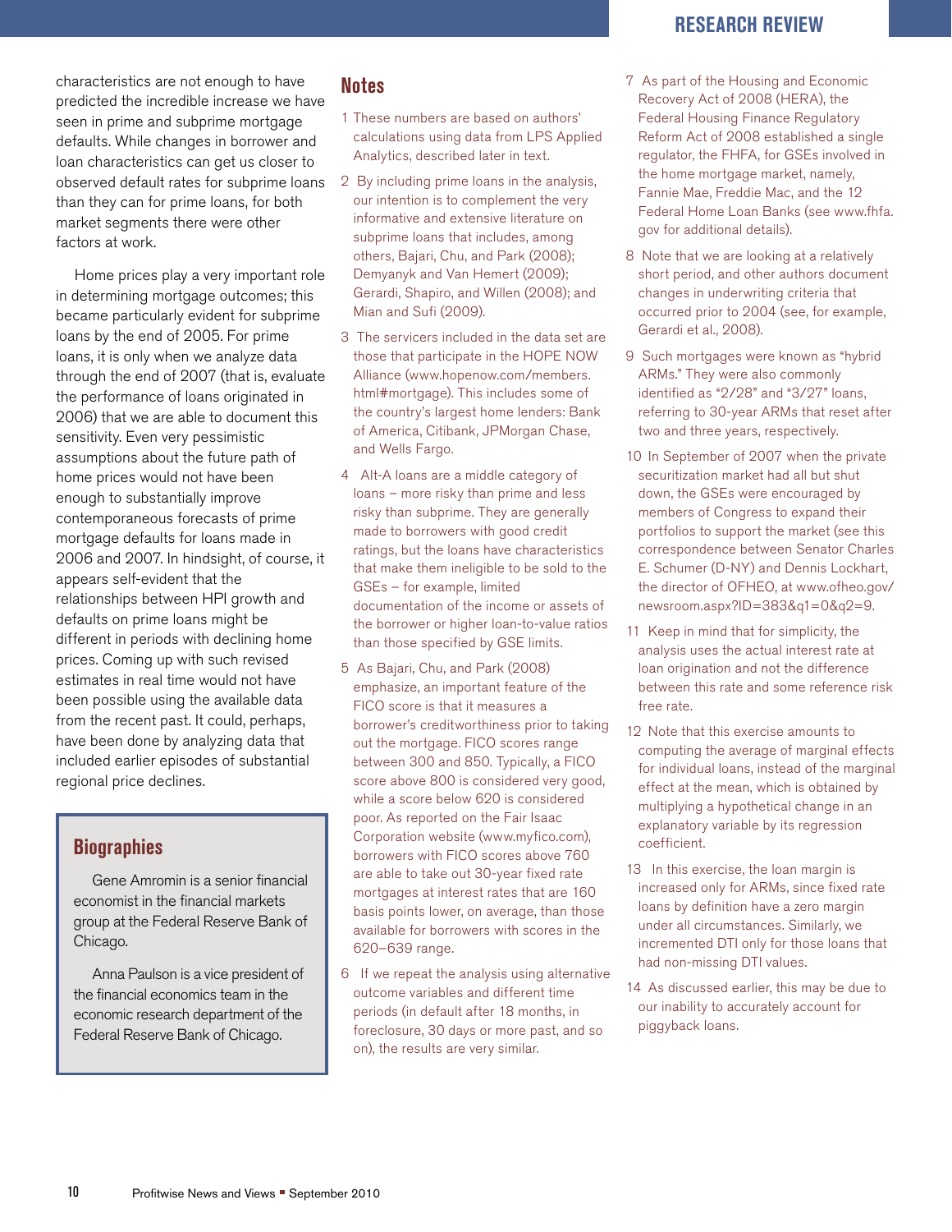characteristics are not enough to have predicted the incredible increase we have seen in prime and subprime mortgage defaults. While changes in borrower and loan characteristics can get us closer to observed default rates for subprime loans than they can for prime loans, for both market segments there were other factors at work.

Home prices play a very important role in determining mortgage outcomes; this became particularly evident for subprime loans by the end of 2005. For prime loans, it is only when we analyze data through the end of 2007 (that is, evaluate the performance of loans originated in 2006) that we are able to document this sensitivity. Even very pessimistic assumptions about the future path of home prices would not have been enough to substantially improve contemporaneous forecasts of prime mortgage defaults for loans made in 2006 and 2007. In hindsight, of course, it appears self-evident that the relationships between HPI growth and defaults on prime loans might be different in periods with declining home prices. Coming up with such revised estimates in real time would not have been possible using the available data from the recent past. It could, perhaps, have been done by analyzing data that included earlier episodes of substantial regional price declines.

## Biographies

Gene Amromin is a senior financial economist in the financial markets group at the Federal Reserve Bank of Chicago.

Anna Paulson is a vice president of the financial economics team in the economic research department of the Federal Reserve Bank of Chicago.

## Notes

1 These numbers are based on authors' calculations using data from LPS Applied Analytics, described later in text.

2 By including prime loans in the analysis, our intention is to complement the very informative and extensive literature on subprime loans that includes, among others, Bajari, Chu, and Park (2008); Demyanyk and Van Hemert (2009); Gerardi, Shapiro, and Willen (2008); and Mian and Sufi (2009).

3 The servicers included in the data set are those that participate in the HOPE NOW Alliance (www.hopenow.com/members.html#mortgage). This includes some of the country's largest home lenders: Bank of America, Citibank, JPMorgan Chase, and Wells Fargo.

4 Alt-A loans are a middle category of loans – more risky than prime and less risky than subprime. They are generally made to borrowers with good credit ratings, but the loans have characteristics that make them ineligible to be sold to the GSEs – for example, limited documentation of the income or assets of the borrower or higher loan-to-value ratios than those specified by GSE limits.

5 As Bajari, Chu, and Park (2008) emphasize, an important feature of the FICO score is that it measures a borrower's creditworthiness prior to taking out the mortgage. FICO scores range between 300 and 850. Typically, a FICO score above 800 is considered very good, while a score below 620 is considered poor. As reported on the Fair Isaac Corporation website (www.myfico.com), borrowers with FICO scores above 760 are able to take out 30-year fixed rate mortgages at interest rates that are 160 basis points lower, on average, than those available for borrowers with scores in the 620–639 range.

6 If we repeat the analysis using alternative outcome variables and different time periods (in default after 18 months, in foreclosure, 30 days or more past, and so on), the results are very similar.

7 As part of the Housing and Economic Recovery Act of 2008 (HERA), the Federal Housing Finance Regulatory Reform Act of 2008 established a single regulator, the FHFA, for GSEs involved in the home mortgage market, namely, Fannie Mae, Freddie Mac, and the 12 Federal Home Loan Banks (see www.fhfa.gov for additional details).

8 Note that we are looking at a relatively short period, and other authors document changes in underwriting criteria that occurred prior to 2004 (see, for example, Gerardi et al., 2008).

9 Such mortgages were known as "hybrid ARMs." They were also commonly identified as "2/28" and "3/27" loans, referring to 30-year ARMs that reset after two and three years, respectively.

10 In September of 2007 when the private securitization market had all but shut down, the GSEs were encouraged by members of Congress to expand their portfolios to support the market (see this correspondence between Senator Charles E. Schumer (D-NY) and Dennis Lockhart, the director of OFHEO, at www.ofheo.gov/newsroom.aspx?ID=383&q1=0&q2=9.

11 Keep in mind that for simplicity, the analysis uses the actual interest rate at loan origination and not the difference between this rate and some reference risk free rate.

12 Note that this exercise amounts to computing the average of marginal effects for individual loans, instead of the marginal effect at the mean, which is obtained by multiplying a hypothetical change in an explanatory variable by its regression coefficient.

13 In this exercise, the loan margin is increased only for ARMs, since fixed rate loans by definition have a zero margin under all circumstances. Similarly, we incremented DTI only for those loans that had non-missing DTI values.

14 As discussed earlier, this may be due to our inability to accurately account for piggyback loans.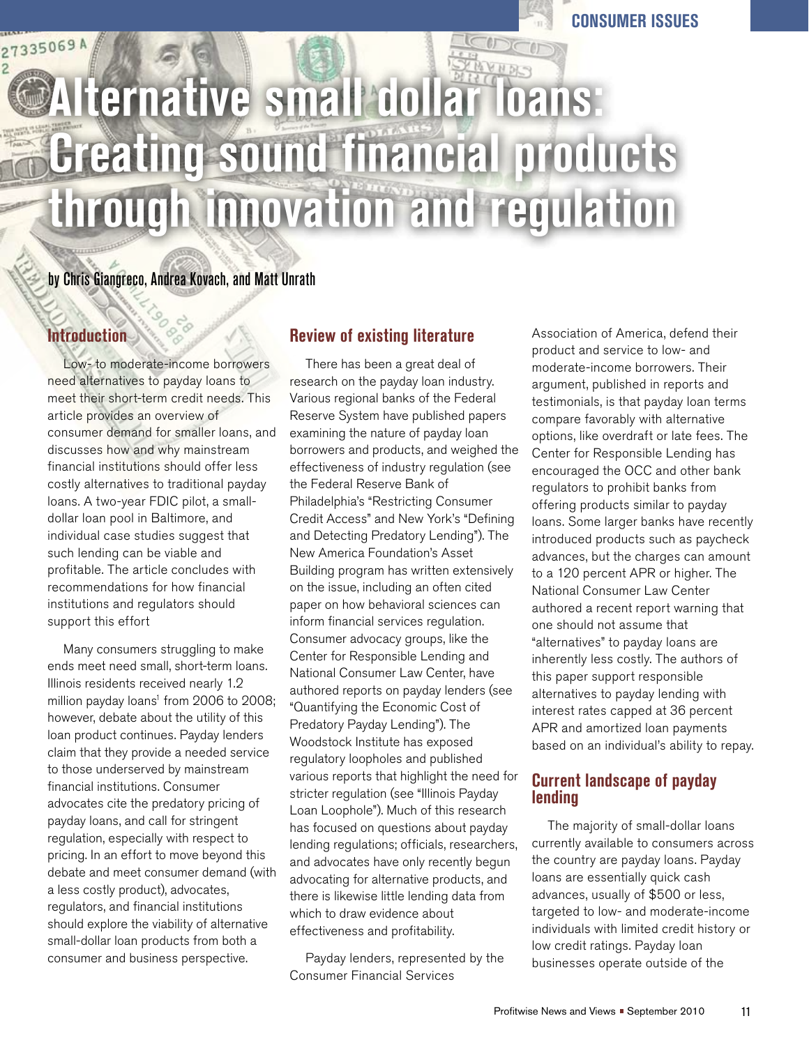# Alternative small dollar loans: Creating sound financial products through innovation and regulation

by Chris Giangreco, Andrea Kovach, and Matt Unrath

## Introduction

Low- to moderate-income borrowers need alternatives to payday loans to meet their short-term credit needs. This article provides an overview of consumer demand for smaller loans, and discusses how and why mainstream financial institutions should offer less costly alternatives to traditional payday loans. A two-year FDIC pilot, a small-dollar loan pool in Baltimore, and individual case studies suggest that such lending can be viable and profitable. The article concludes with recommendations for how financial institutions and regulators should support this effort

Many consumers struggling to make ends meet need small, short-term loans. Illinois residents received nearly 1.2 million payday loans[1] from 2006 to 2008; however, debate about the utility of this loan product continues. Payday lenders claim that they provide a needed service to those underserved by mainstream financial institutions. Consumer advocates cite the predatory pricing of payday loans, and call for stringent regulation, especially with respect to pricing. In an effort to move beyond this debate and meet consumer demand (with a less costly product), advocates, regulators, and financial institutions should explore the viability of alternative small-dollar loan products from both a consumer and business perspective.

## Review of existing literature

There has been a great deal of research on the payday loan industry. Various regional banks of the Federal Reserve System have published papers examining the nature of payday loan borrowers and products, and weighed the effectiveness of industry regulation (see the Federal Reserve Bank of Philadelphia's "Restricting Consumer Credit Access" and New York's "Defining and Detecting Predatory Lending"). The New America Foundation's Asset Building program has written extensively on the issue, including an often cited paper on how behavioral sciences can inform financial services regulation. Consumer advocacy groups, like the Center for Responsible Lending and National Consumer Law Center, have authored reports on payday lenders (see "Quantifying the Economic Cost of Predatory Payday Lending"). The Woodstock Institute has exposed regulatory loopholes and published various reports that highlight the need for stricter regulation (see "Illinois Payday Loan Loophole"). Much of this research has focused on questions about payday lending regulations; officials, researchers, and advocates have only recently begun advocating for alternative products, and there is likewise little lending data from which to draw evidence about effectiveness and profitability.

Payday lenders, represented by the Consumer Financial Services Association of America, defend their product and service to low- and moderate-income borrowers. Their argument, published in reports and testimonials, is that payday loan terms compare favorably with alternative options, like overdraft or late fees. The Center for Responsible Lending has encouraged the OCC and other bank regulators to prohibit banks from offering products similar to payday loans. Some larger banks have recently introduced products such as paycheck advances, but the charges can amount to a 120 percent APR or higher. The National Consumer Law Center authored a recent report warning that one should not assume that "alternatives" to payday loans are inherently less costly. The authors of this paper support responsible alternatives to payday lending with interest rates capped at 36 percent APR and amortized loan payments based on an individual's ability to repay.

## Current landscape of payday lending

The majority of small-dollar loans currently available to consumers across the country are payday loans. Payday loans are essentially quick cash advances, usually of $500 or less, targeted to low- and moderate-income individuals with limited credit history or low credit ratings. Payday loan businesses operate outside of the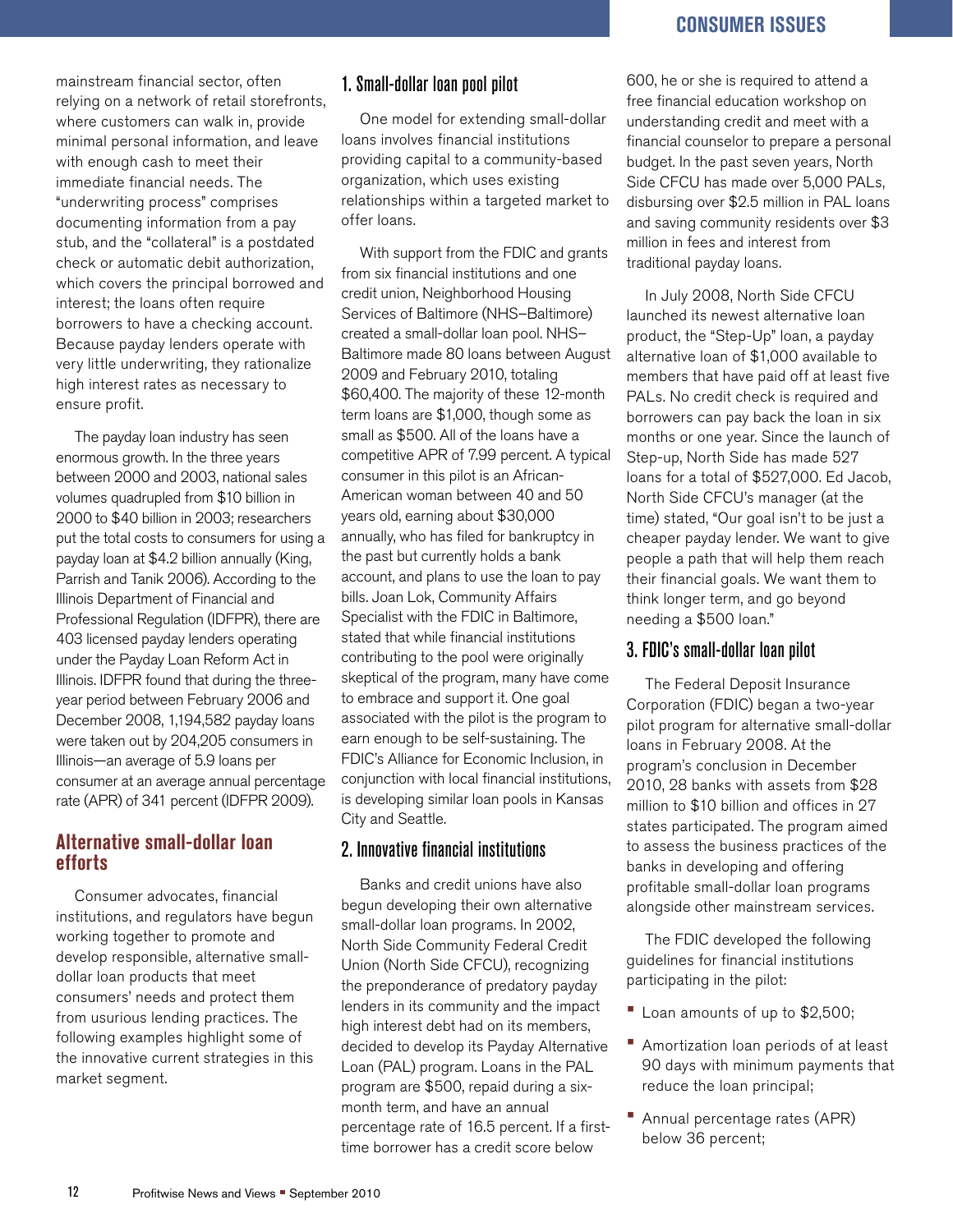mainstream financial sector, often relying on a network of retail storefronts, where customers can walk in, provide minimal personal information, and leave with enough cash to meet their immediate financial needs. The "underwriting process" comprises documenting information from a pay stub, and the "collateral" is a postdated check or automatic debit authorization, which covers the principal borrowed and interest; the loans often require borrowers to have a checking account. Because payday lenders operate with very little underwriting, they rationalize high interest rates as necessary to ensure profit.

The payday loan industry has seen enormous growth. In the three years between 2000 and 2003, national sales volumes quadrupled from $10 billion in 2000 to $40 billion in 2003; researchers put the total costs to consumers for using a payday loan at $4.2 billion annually (King, Parrish and Tanik 2006). According to the Illinois Department of Financial and Professional Regulation (IDFPR), there are 403 licensed payday lenders operating under the Payday Loan Reform Act in Illinois. IDFPR found that during the three-year period between February 2006 and December 2008, 1,194,582 payday loans were taken out by 204,205 consumers in Illinois—an average of 5.9 loans per consumer at an average annual percentage rate (APR) of 341 percent (IDFPR 2009).

## Alternative small-dollar loan efforts

Consumer advocates, financial institutions, and regulators have begun working together to promote and develop responsible, alternative small-dollar loan products that meet consumers' needs and protect them from usurious lending practices. The following examples highlight some of the innovative current strategies in this market segment.

### 1. Small-dollar loan pool pilot

One model for extending small-dollar loans involves financial institutions providing capital to a community-based organization, which uses existing relationships within a targeted market to offer loans.

With support from the FDIC and grants from six financial institutions and one credit union, Neighborhood Housing Services of Baltimore (NHS–Baltimore) created a small-dollar loan pool. NHS–Baltimore made 80 loans between August 2009 and February 2010, totaling $60,400. The majority of these 12-month term loans are $1,000, though some as small as $500. All of the loans have a competitive APR of 7.99 percent. A typical consumer in this pilot is an African-American woman between 40 and 50 years old, earning about $30,000 annually, who has filed for bankruptcy in the past but currently holds a bank account, and plans to use the loan to pay bills. Joan Lok, Community Affairs Specialist with the FDIC in Baltimore, stated that while financial institutions contributing to the pool were originally skeptical of the program, many have come to embrace and support it. One goal associated with the pilot is the program to earn enough to be self-sustaining. The FDIC's Alliance for Economic Inclusion, in conjunction with local financial institutions, is developing similar loan pools in Kansas City and Seattle.

### 2. Innovative financial institutions

Banks and credit unions have also begun developing their own alternative small-dollar loan programs. In 2002, North Side Community Federal Credit Union (North Side CFCU), recognizing the preponderance of predatory payday lenders in its community and the impact high interest debt had on its members, decided to develop its Payday Alternative Loan (PAL) program. Loans in the PAL program are $500, repaid during a six-month term, and have an annual percentage rate of 16.5 percent. If a first-time borrower has a credit score below 600, he or she is required to attend a free financial education workshop on understanding credit and meet with a financial counselor to prepare a personal budget. In the past seven years, North Side CFCU has made over 5,000 PALs, disbursing over $2.5 million in PAL loans and saving community residents over $3 million in fees and interest from traditional payday loans.

In July 2008, North Side CFCU launched its newest alternative loan product, the "Step-Up" loan, a payday alternative loan of $1,000 available to members that have paid off at least five PALs. No credit check is required and borrowers can pay back the loan in six months or one year. Since the launch of Step-up, North Side has made 527 loans for a total of $527,000. Ed Jacob, North Side CFCU's manager (at the time) stated, "Our goal isn't to be just a cheaper payday lender. We want to give people a path that will help them reach their financial goals. We want them to think longer term, and go beyond needing a $500 loan."

### 3. FDIC's small-dollar loan pilot

The Federal Deposit Insurance Corporation (FDIC) began a two-year pilot program for alternative small-dollar loans in February 2008. At the program's conclusion in December 2010, 28 banks with assets from $28 million to $10 billion and offices in 27 states participated. The program aimed to assess the business practices of the banks in developing and offering profitable small-dollar loan programs alongside other mainstream services.

The FDIC developed the following guidelines for financial institutions participating in the pilot:

- Loan amounts of up to $2,500;
- Amortization loan periods of at least 90 days with minimum payments that reduce the loan principal;
- Annual percentage rates (APR) below 36 percent;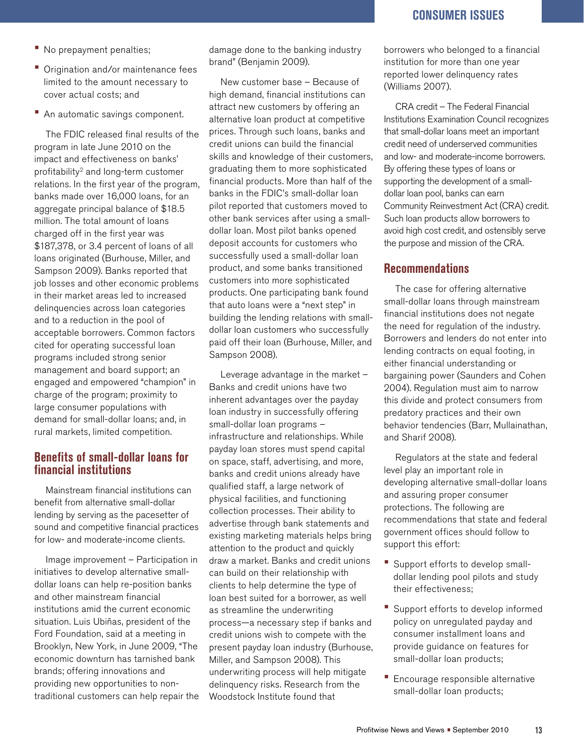- No prepayment penalties;
- Origination and/or maintenance fees limited to the amount necessary to cover actual costs; and
- An automatic savings component.

The FDIC released final results of the program in late June 2010 on the impact and effectiveness on banks' profitability[2] and long-term customer relations. In the first year of the program, banks made over 16,000 loans, for an aggregate principal balance of $18.5 million. The total amount of loans charged off in the first year was $187,378, or 3.4 percent of loans of all loans originated (Burhouse, Miller, and Sampson 2009). Banks reported that job losses and other economic problems in their market areas led to increased delinquencies across loan categories and to a reduction in the pool of acceptable borrowers. Common factors cited for operating successful loan programs included strong senior management and board support; an engaged and empowered "champion" in charge of the program; proximity to large consumer populations with demand for small-dollar loans; and, in rural markets, limited competition.

## Benefits of small-dollar loans for financial institutions

Mainstream financial institutions can benefit from alternative small-dollar lending by serving as the pacesetter of sound and competitive financial practices for low- and moderate-income clients.

Image improvement – Participation in initiatives to develop alternative small-dollar loans can help re-position banks and other mainstream financial institutions amid the current economic situation. Luis Ubiñas, president of the Ford Foundation, said at a meeting in Brooklyn, New York, in June 2009, "The economic downturn has tarnished bank brands; offering innovations and providing new opportunities to non-traditional customers can help repair the damage done to the banking industry brand" (Benjamin 2009).

New customer base – Because of high demand, financial institutions can attract new customers by offering an alternative loan product at competitive prices. Through such loans, banks and credit unions can build the financial skills and knowledge of their customers, graduating them to more sophisticated financial products. More than half of the banks in the FDIC's small-dollar loan pilot reported that customers moved to other bank services after using a small-dollar loan. Most pilot banks opened deposit accounts for customers who successfully used a small-dollar loan product, and some banks transitioned customers into more sophisticated products. One participating bank found that auto loans were a "next step" in building the lending relations with small-dollar loan customers who successfully paid off their loan (Burhouse, Miller, and Sampson 2008).

Leverage advantage in the market – Banks and credit unions have two inherent advantages over the payday loan industry in successfully offering small-dollar loan programs – infrastructure and relationships. While payday loan stores must spend capital on space, staff, advertising, and more, banks and credit unions already have qualified staff, a large network of physical facilities, and functioning collection processes. Their ability to advertise through bank statements and existing marketing materials helps bring attention to the product and quickly draw a market. Banks and credit unions can build on their relationship with clients to help determine the type of loan best suited for a borrower, as well as streamline the underwriting process—a necessary step if banks and credit unions wish to compete with the present payday loan industry (Burhouse, Miller, and Sampson 2008). This underwriting process will help mitigate delinquency risks. Research from the Woodstock Institute found that borrowers who belonged to a financial institution for more than one year reported lower delinquency rates (Williams 2007).

CRA credit – The Federal Financial Institutions Examination Council recognizes that small-dollar loans meet an important credit need of underserved communities and low- and moderate-income borrowers. By offering these types of loans or supporting the development of a small-dollar loan pool, banks can earn Community Reinvestment Act (CRA) credit. Such loan products allow borrowers to avoid high cost credit, and ostensibly serve the purpose and mission of the CRA.

## Recommendations

The case for offering alternative small-dollar loans through mainstream financial institutions does not negate the need for regulation of the industry. Borrowers and lenders do not enter into lending contracts on equal footing, in either financial understanding or bargaining power (Saunders and Cohen 2004). Regulation must aim to narrow this divide and protect consumers from predatory practices and their own behavior tendencies (Barr, Mullainathan, and Sharif 2008).

Regulators at the state and federal level play an important role in developing alternative small-dollar loans and assuring proper consumer protections. The following are recommendations that state and federal government offices should follow to support this effort:

- Support efforts to develop small-dollar lending pool pilots and study their effectiveness;
- Support efforts to develop informed policy on unregulated payday and consumer installment loans and provide guidance on features for small-dollar loan products;
- Encourage responsible alternative small-dollar loan products;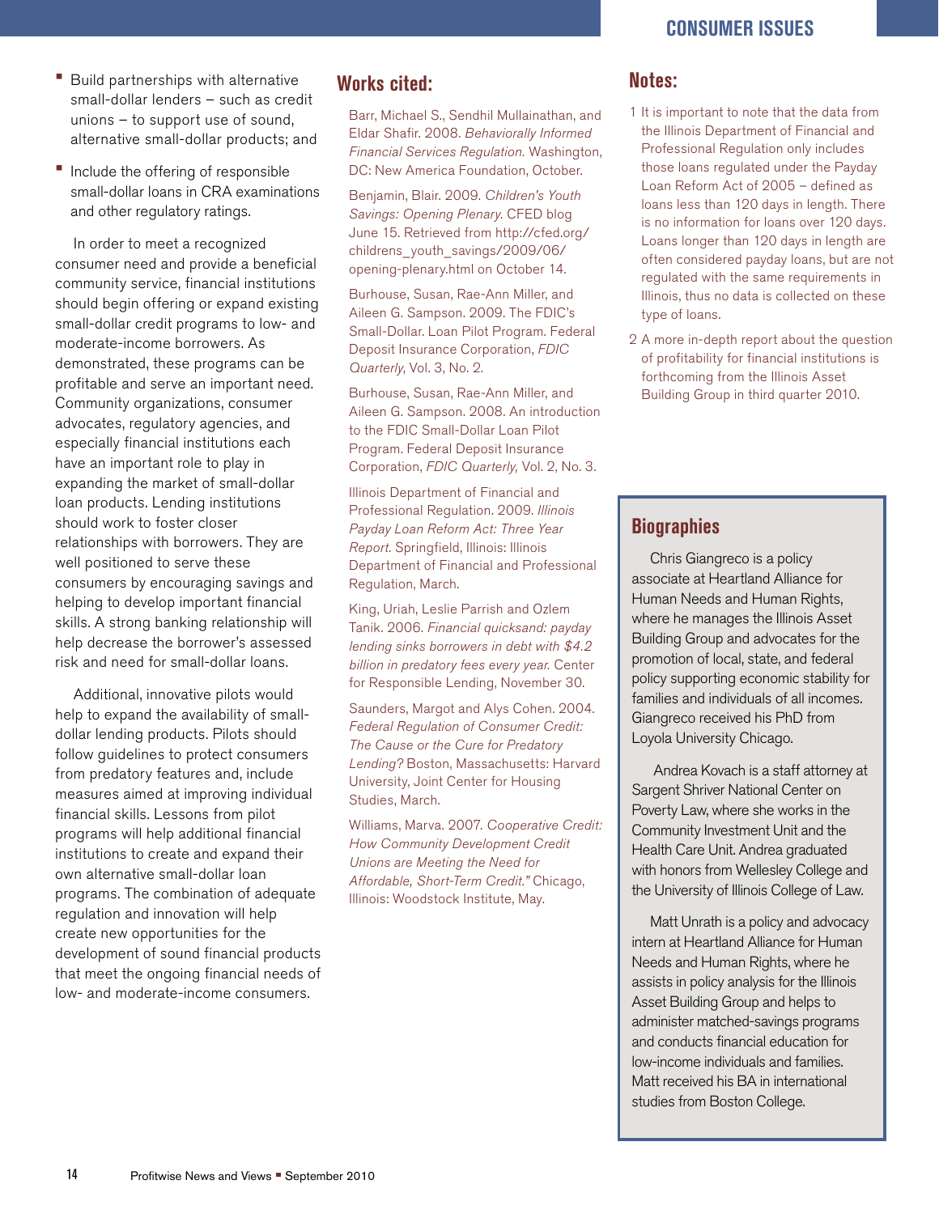- Build partnerships with alternative small-dollar lenders – such as credit unions – to support use of sound, alternative small-dollar products; and
- Include the offering of responsible small-dollar loans in CRA examinations and other regulatory ratings.

In order to meet a recognized consumer need and provide a beneficial community service, financial institutions should begin offering or expand existing small-dollar credit programs to low- and moderate-income borrowers. As demonstrated, these programs can be profitable and serve an important need. Community organizations, consumer advocates, regulatory agencies, and especially financial institutions each have an important role to play in expanding the market of small-dollar loan products. Lending institutions should work to foster closer relationships with borrowers. They are well positioned to serve these consumers by encouraging savings and helping to develop important financial skills. A strong banking relationship will help decrease the borrower's assessed risk and need for small-dollar loans.

Additional, innovative pilots would help to expand the availability of small-dollar lending products. Pilots should follow guidelines to protect consumers from predatory features and, include measures aimed at improving individual financial skills. Lessons from pilot programs will help additional financial institutions to create and expand their own alternative small-dollar loan programs. The combination of adequate regulation and innovation will help create new opportunities for the development of sound financial products that meet the ongoing financial needs of low- and moderate-income consumers.

## Works cited:

Barr, Michael S., Sendhil Mullainathan, and Eldar Shafir. 2008. *Behaviorally Informed Financial Services Regulation.* Washington, DC: New America Foundation, October.

Benjamin, Blair. 2009. *Children's Youth Savings: Opening Plenary.* CFED blog June 15. Retrieved from http://cfed.org/childrens_youth_savings/2009/06/opening-plenary.html on October 14.

Burhouse, Susan, Rae-Ann Miller, and Aileen G. Sampson. 2009. The FDIC's Small-Dollar. Loan Pilot Program. Federal Deposit Insurance Corporation, *FDIC Quarterly*, Vol. 3, No. 2.

Burhouse, Susan, Rae-Ann Miller, and Aileen G. Sampson. 2008. An introduction to the FDIC Small-Dollar Loan Pilot Program. Federal Deposit Insurance Corporation, *FDIC Quarterly,* Vol. 2, No. 3.

Illinois Department of Financial and Professional Regulation. 2009. *Illinois Payday Loan Reform Act: Three Year Report.* Springfield, Illinois: Illinois Department of Financial and Professional Regulation, March.

King, Uriah, Leslie Parrish and Ozlem Tanik. 2006. *Financial quicksand: payday lending sinks borrowers in debt with $4.2 billion in predatory fees every year.* Center for Responsible Lending, November 30.

Saunders, Margot and Alys Cohen. 2004. *Federal Regulation of Consumer Credit: The Cause or the Cure for Predatory Lending?* Boston, Massachusetts: Harvard University, Joint Center for Housing Studies, March.

Williams, Marva. 2007. *Cooperative Credit: How Community Development Credit Unions are Meeting the Need for Affordable, Short-Term Credit."* Chicago, Illinois: Woodstock Institute, May.

## Notes:

1 It is important to note that the data from the Illinois Department of Financial and Professional Regulation only includes those loans regulated under the Payday Loan Reform Act of 2005 – defined as loans less than 120 days in length. There is no information for loans over 120 days. Loans longer than 120 days in length are often considered payday loans, but are not regulated with the same requirements in Illinois, thus no data is collected on these type of loans.

2 A more in-depth report about the question of profitability for financial institutions is forthcoming from the Illinois Asset Building Group in third quarter 2010.

## Biographies

Chris Giangreco is a policy associate at Heartland Alliance for Human Needs and Human Rights, where he manages the Illinois Asset Building Group and advocates for the promotion of local, state, and federal policy supporting economic stability for families and individuals of all incomes. Giangreco received his PhD from Loyola University Chicago.

Andrea Kovach is a staff attorney at Sargent Shriver National Center on Poverty Law, where she works in the Community Investment Unit and the Health Care Unit. Andrea graduated with honors from Wellesley College and the University of Illinois College of Law.

Matt Unrath is a policy and advocacy intern at Heartland Alliance for Human Needs and Human Rights, where he assists in policy analysis for the Illinois Asset Building Group and helps to administer matched-savings programs and conducts financial education for low-income individuals and families. Matt received his BA in international studies from Boston College.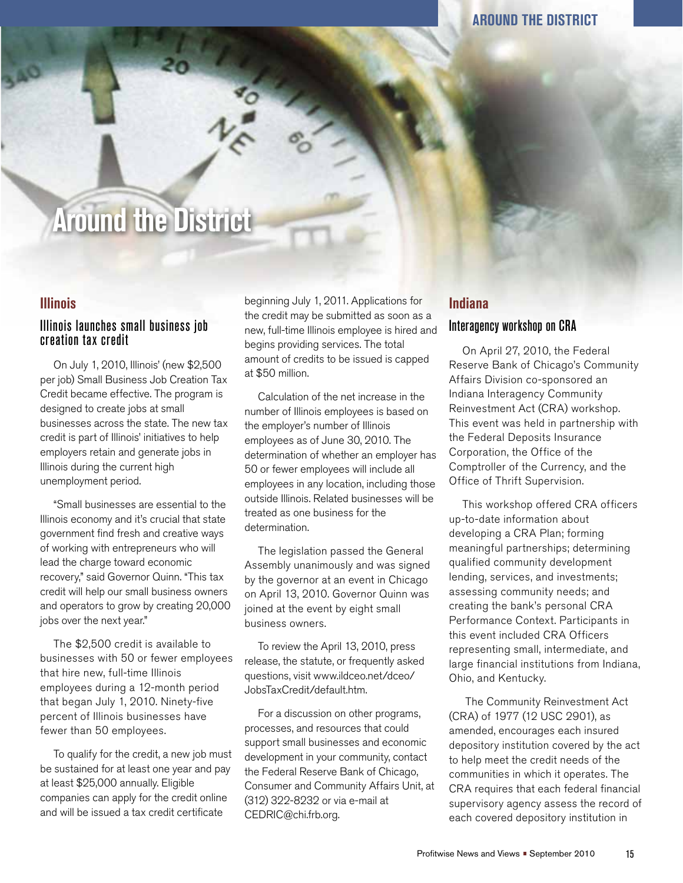# Around the District

## Illinois

### Illinois launches small business job creation tax credit

On July 1, 2010, Illinois' (new $2,500 per job) Small Business Job Creation Tax Credit became effective. The program is designed to create jobs at small businesses across the state. The new tax credit is part of Illinois' initiatives to help employers retain and generate jobs in Illinois during the current high unemployment period.

"Small businesses are essential to the Illinois economy and it's crucial that state government find fresh and creative ways of working with entrepreneurs who will lead the charge toward economic recovery," said Governor Quinn. "This tax credit will help our small business owners and operators to grow by creating 20,000 jobs over the next year."

The $2,500 credit is available to businesses with 50 or fewer employees that hire new, full-time Illinois employees during a 12-month period that began July 1, 2010. Ninety-five percent of Illinois businesses have fewer than 50 employees.

To qualify for the credit, a new job must be sustained for at least one year and pay at least $25,000 annually. Eligible companies can apply for the credit online and will be issued a tax credit certificate beginning July 1, 2011. Applications for the credit may be submitted as soon as a new, full-time Illinois employee is hired and begins providing services. The total amount of credits to be issued is capped at $50 million.

Calculation of the net increase in the number of Illinois employees is based on the employer's number of Illinois employees as of June 30, 2010. The determination of whether an employer has 50 or fewer employees will include all employees in any location, including those outside Illinois. Related businesses will be treated as one business for the determination.

The legislation passed the General Assembly unanimously and was signed by the governor at an event in Chicago on April 13, 2010. Governor Quinn was joined at the event by eight small business owners.

To review the April 13, 2010, press release, the statute, or frequently asked questions, visit www.ildceo.net/dceo/JobsTaxCredit/default.htm.

For a discussion on other programs, processes, and resources that could support small businesses and economic development in your community, contact the Federal Reserve Bank of Chicago, Consumer and Community Affairs Unit, at (312) 322-8232 or via e-mail at CEDRIC@chi.frb.org.

## Indiana

### Interagency workshop on CRA

On April 27, 2010, the Federal Reserve Bank of Chicago's Community Affairs Division co-sponsored an Indiana Interagency Community Reinvestment Act (CRA) workshop. This event was held in partnership with the Federal Deposits Insurance Corporation, the Office of the Comptroller of the Currency, and the Office of Thrift Supervision.

This workshop offered CRA officers up-to-date information about developing a CRA Plan; forming meaningful partnerships; determining qualified community development lending, services, and investments; assessing community needs; and creating the bank's personal CRA Performance Context. Participants in this event included CRA Officers representing small, intermediate, and large financial institutions from Indiana, Ohio, and Kentucky.

The Community Reinvestment Act (CRA) of 1977 (12 USC 2901), as amended, encourages each insured depository institution covered by the act to help meet the credit needs of the communities in which it operates. The CRA requires that each federal financial supervisory agency assess the record of each covered depository institution in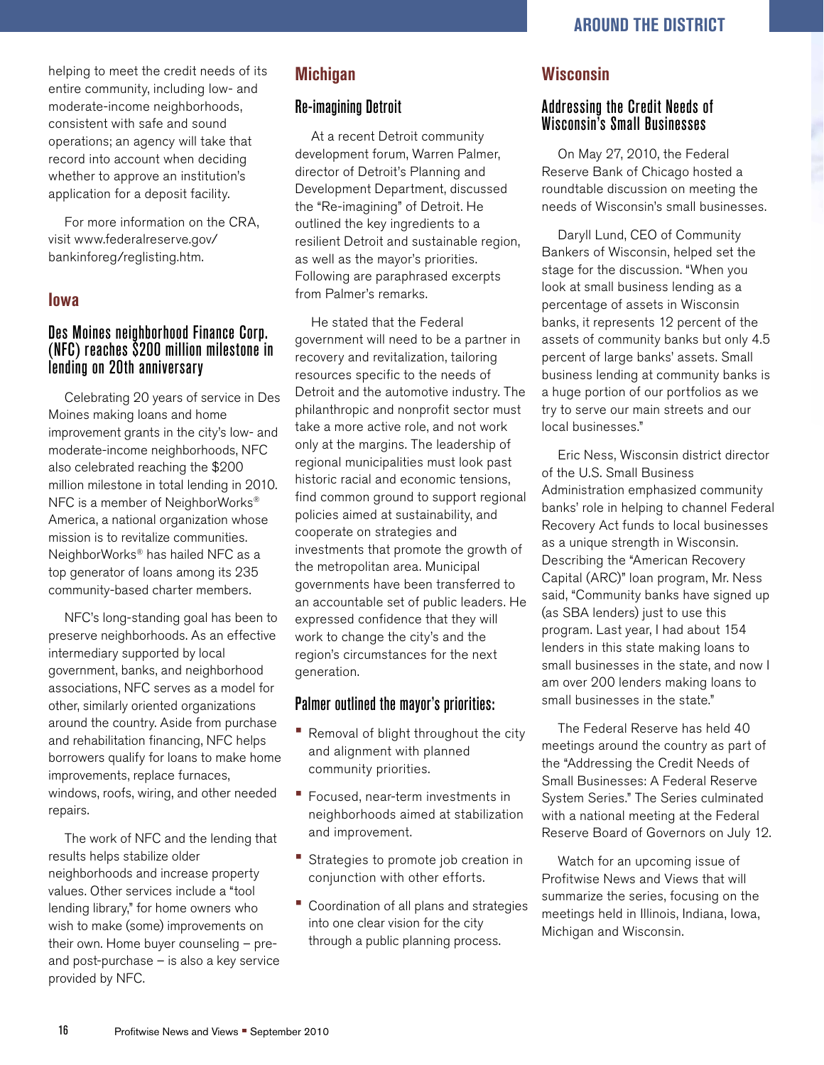helping to meet the credit needs of its entire community, including low- and moderate-income neighborhoods, consistent with safe and sound operations; an agency will take that record into account when deciding whether to approve an institution's application for a deposit facility.

For more information on the CRA, visit www.federalreserve.gov/bankinforeg/reglisting.htm.

## Iowa

### Des Moines neighborhood Finance Corp. (NFC) reaches $200 million milestone in lending on 20th anniversary

Celebrating 20 years of service in Des Moines making loans and home improvement grants in the city's low- and moderate-income neighborhoods, NFC also celebrated reaching the $200 million milestone in total lending in 2010. NFC is a member of NeighborWorks® America, a national organization whose mission is to revitalize communities. NeighborWorks® has hailed NFC as a top generator of loans among its 235 community-based charter members.

NFC's long-standing goal has been to preserve neighborhoods. As an effective intermediary supported by local government, banks, and neighborhood associations, NFC serves as a model for other, similarly oriented organizations around the country. Aside from purchase and rehabilitation financing, NFC helps borrowers qualify for loans to make home improvements, replace furnaces, windows, roofs, wiring, and other needed repairs.

The work of NFC and the lending that results helps stabilize older neighborhoods and increase property values. Other services include a "tool lending library," for home owners who wish to make (some) improvements on their own. Home buyer counseling – pre- and post-purchase – is also a key service provided by NFC.

## Michigan

### Re-imagining Detroit

At a recent Detroit community development forum, Warren Palmer, director of Detroit's Planning and Development Department, discussed the "Re-imagining" of Detroit. He outlined the key ingredients to a resilient Detroit and sustainable region, as well as the mayor's priorities. Following are paraphrased excerpts from Palmer's remarks.

He stated that the Federal government will need to be a partner in recovery and revitalization, tailoring resources specific to the needs of Detroit and the automotive industry. The philanthropic and nonprofit sector must take a more active role, and not work only at the margins. The leadership of regional municipalities must look past historic racial and economic tensions, find common ground to support regional policies aimed at sustainability, and cooperate on strategies and investments that promote the growth of the metropolitan area. Municipal governments have been transferred to an accountable set of public leaders. He expressed confidence that they will work to change the city's and the region's circumstances for the next generation.

### Palmer outlined the mayor's priorities:

- Removal of blight throughout the city and alignment with planned community priorities.
- Focused, near-term investments in neighborhoods aimed at stabilization and improvement.
- Strategies to promote job creation in conjunction with other efforts.
- Coordination of all plans and strategies into one clear vision for the city through a public planning process.

## Wisconsin

### Addressing the Credit Needs of Wisconsin's Small Businesses

On May 27, 2010, the Federal Reserve Bank of Chicago hosted a roundtable discussion on meeting the needs of Wisconsin's small businesses.

Daryll Lund, CEO of Community Bankers of Wisconsin, helped set the stage for the discussion. "When you look at small business lending as a percentage of assets in Wisconsin banks, it represents 12 percent of the assets of community banks but only 4.5 percent of large banks' assets. Small business lending at community banks is a huge portion of our portfolios as we try to serve our main streets and our local businesses."

Eric Ness, Wisconsin district director of the U.S. Small Business Administration emphasized community banks' role in helping to channel Federal Recovery Act funds to local businesses as a unique strength in Wisconsin. Describing the "American Recovery Capital (ARC)" loan program, Mr. Ness said, "Community banks have signed up (as SBA lenders) just to use this program. Last year, I had about 154 lenders in this state making loans to small businesses in the state, and now I am over 200 lenders making loans to small businesses in the state."

The Federal Reserve has held 40 meetings around the country as part of the "Addressing the Credit Needs of Small Businesses: A Federal Reserve System Series." The Series culminated with a national meeting at the Federal Reserve Board of Governors on July 12.

Watch for an upcoming issue of Profitwise News and Views that will summarize the series, focusing on the meetings held in Illinois, Indiana, Iowa, Michigan and Wisconsin.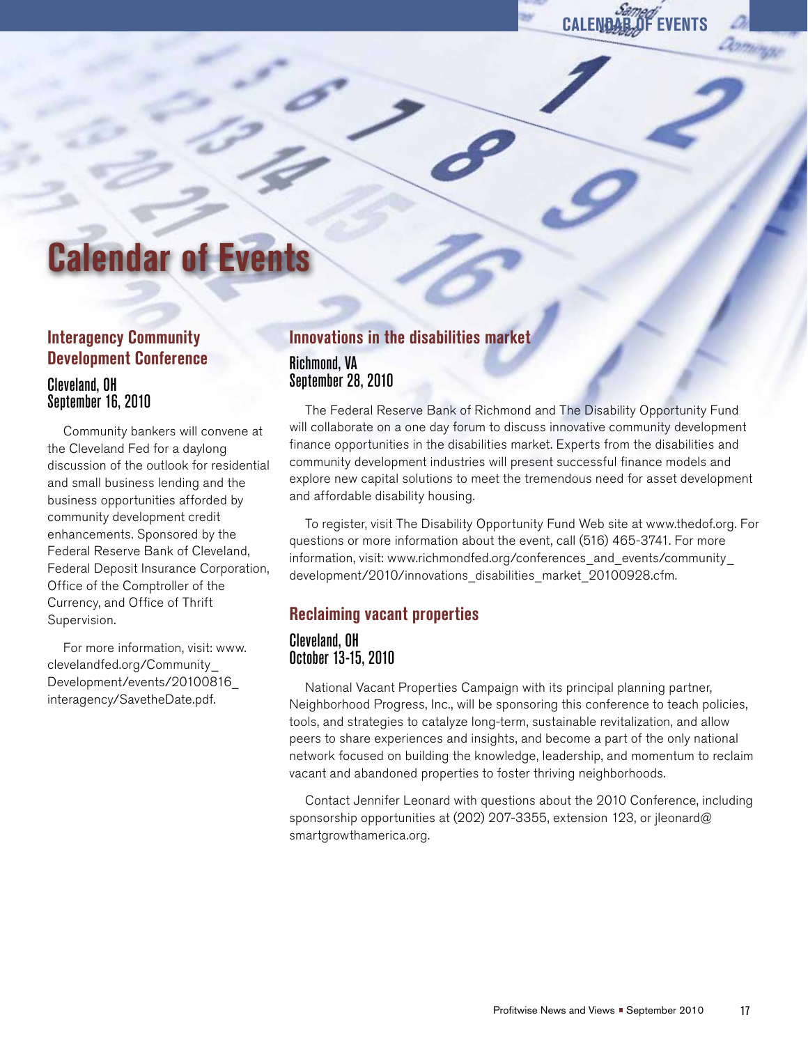# Calendar of Events

## Interagency Community Development Conference

### Cleveland, OH
### September 16, 2010

Community bankers will convene at the Cleveland Fed for a daylong discussion of the outlook for residential and small business lending and the business opportunities afforded by community development credit enhancements. Sponsored by the Federal Reserve Bank of Cleveland, Federal Deposit Insurance Corporation, Office of the Comptroller of the Currency, and Office of Thrift Supervision.

For more information, visit: www.clevelandfed.org/Community_Development/events/20100816_interagency/SavetheDate.pdf.

## Innovations in the disabilities market

### Richmond, VA
### September 28, 2010

The Federal Reserve Bank of Richmond and The Disability Opportunity Fund will collaborate on a one day forum to discuss innovative community development finance opportunities in the disabilities market. Experts from the disabilities and community development industries will present successful finance models and explore new capital solutions to meet the tremendous need for asset development and affordable disability housing.

To register, visit The Disability Opportunity Fund Web site at www.thedof.org. For questions or more information about the event, call (516) 465-3741. For more information, visit: www.richmondfed.org/conferences_and_events/community_development/2010/innovations_disabilities_market_20100928.cfm.

## Reclaiming vacant properties

### Cleveland, OH
### October 13-15, 2010

National Vacant Properties Campaign with its principal planning partner, Neighborhood Progress, Inc., will be sponsoring this conference to teach policies, tools, and strategies to catalyze long-term, sustainable revitalization, and allow peers to share experiences and insights, and become a part of the only national network focused on building the knowledge, leadership, and momentum to reclaim vacant and abandoned properties to foster thriving neighborhoods.

Contact Jennifer Leonard with questions about the 2010 Conference, including sponsorship opportunities at (202) 207-3355, extension 123, or jleonard@smartgrowthamerica.org.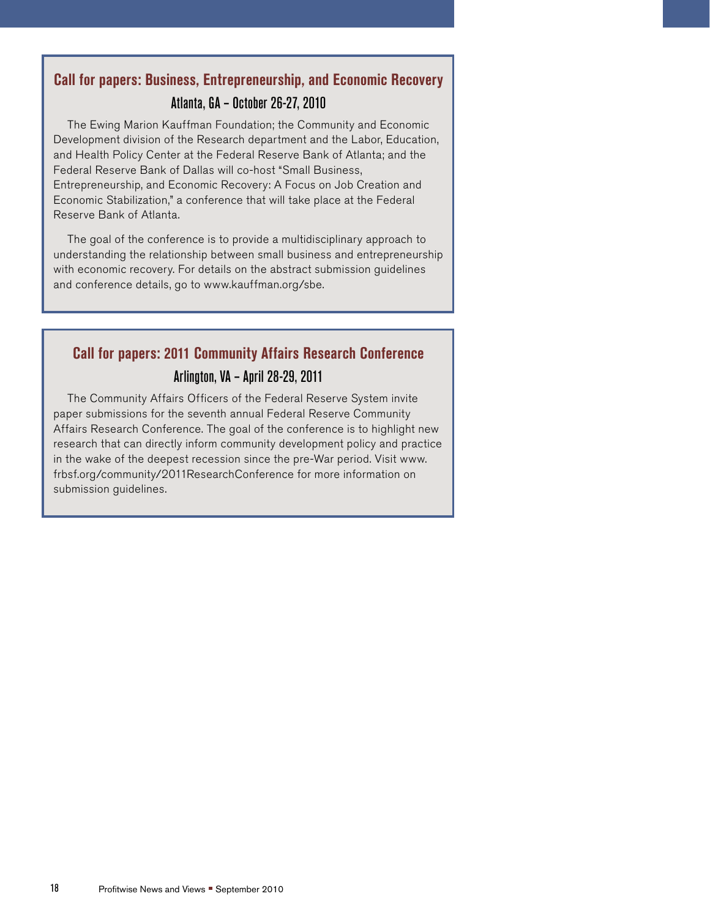## Call for papers: Business, Entrepreneurship, and Economic Recovery

### Atlanta, GA – October 26-27, 2010

The Ewing Marion Kauffman Foundation; the Community and Economic Development division of the Research department and the Labor, Education, and Health Policy Center at the Federal Reserve Bank of Atlanta; and the Federal Reserve Bank of Dallas will co-host "Small Business, Entrepreneurship, and Economic Recovery: A Focus on Job Creation and Economic Stabilization," a conference that will take place at the Federal Reserve Bank of Atlanta.

The goal of the conference is to provide a multidisciplinary approach to understanding the relationship between small business and entrepreneurship with economic recovery. For details on the abstract submission guidelines and conference details, go to www.kauffman.org/sbe.

## Call for papers: 2011 Community Affairs Research Conference

### Arlington, VA – April 28-29, 2011

The Community Affairs Officers of the Federal Reserve System invite paper submissions for the seventh annual Federal Reserve Community Affairs Research Conference. The goal of the conference is to highlight new research that can directly inform community development policy and practice in the wake of the deepest recession since the pre-War period. Visit www.frbsf.org/community/2011ResearchConference for more information on submission guidelines.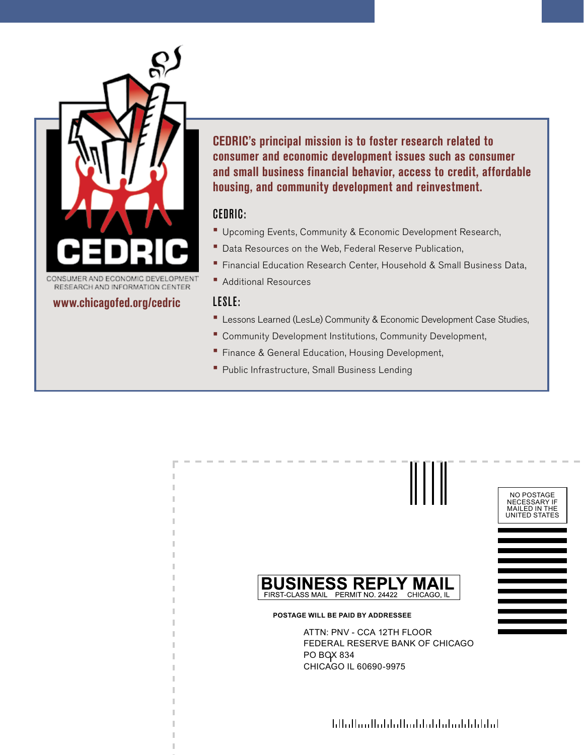CEDRIC

CONSUMER AND ECONOMIC DEVELOPMENT RESEARCH AND INFORMATION CENTER

www.chicagofed.org/cedric

**CEDRIC's principal mission is to foster research related to consumer and economic development issues such as consumer and small business financial behavior, access to credit, affordable housing, and community development and reinvestment.**

### CEDRIC:

- Upcoming Events, Community & Economic Development Research,
- Data Resources on the Web, Federal Reserve Publication,
- Financial Education Research Center, Household & Small Business Data,
- Additional Resources

### LESLE:

- Lessons Learned (LesLe) Community & Economic Development Case Studies,
- Community Development Institutions, Community Development,
- Finance & General Education, Housing Development,
- Public Infrastructure, Small Business Lending

NO POSTAGE NECESSARY IF MAILED IN THE UNITED STATES

**BUSINESS REPLY MAIL**
FIRST-CLASS MAIL PERMIT NO. 24422 CHICAGO, IL

**POSTAGE WILL BE PAID BY ADDRESSEE**

ATTN: PNV - CCA 12TH FLOOR
FEDERAL RESERVE BANK OF CHICAGO
PO BOX 834
CHICAGO IL 60690-9975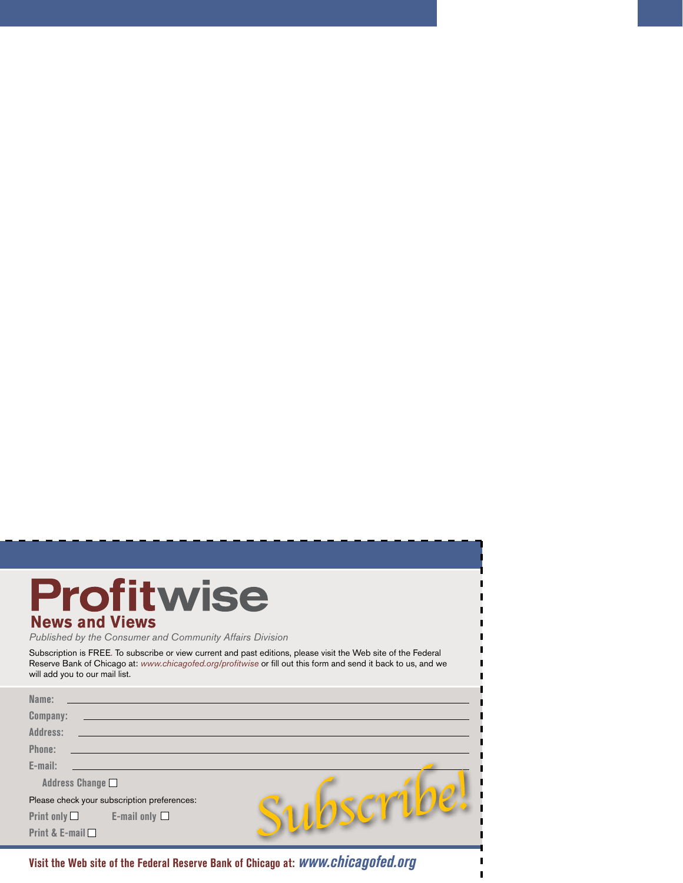# Profitwise

## News and Views

*Published by the Consumer and Community Affairs Division*

Subscription is FREE. To subscribe or view current and past editions, please visit the Web site of the Federal Reserve Bank of Chicago at: *www.chicagofed.org/profitwise* or fill out this form and send it back to us, and we will add you to our mail list.

**Name:** ______________________________

**Company:** ______________________________

**Address:** ______________________________

**Phone:** ______________________________

**E-mail:** ______________________________

**Address Change** ☐

Please check your subscription preferences:

**Print only** ☐ **E-mail only** ☐

**Print & E-mail** ☐

*Subscribe!*

**Visit the Web site of the Federal Reserve Bank of Chicago at:** ***www.chicagofed.org***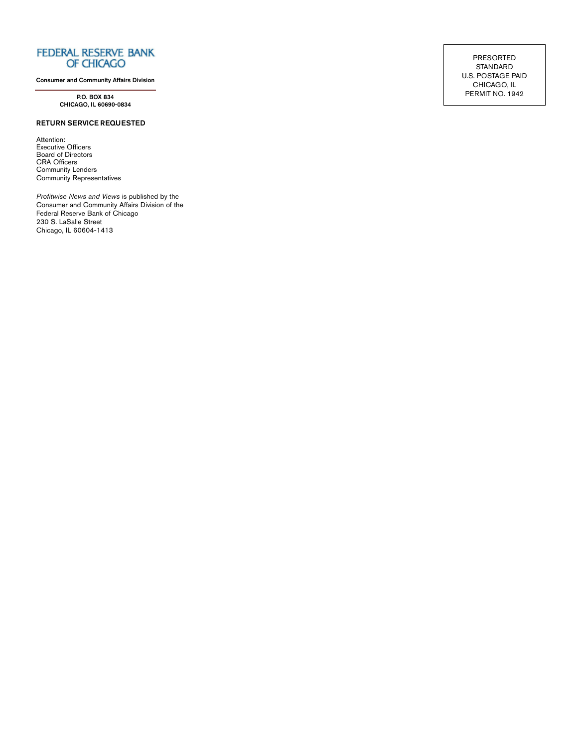FEDERAL RESERVE BANK OF CHICAGO

**Consumer and Community Affairs Division**

**P.O. BOX 834**
**CHICAGO, IL 60690-0834**

**RETURN SERVICE REQUESTED**

Attention:
Executive Officers
Board of Directors
CRA Officers
Community Lenders
Community Representatives

*Profitwise News and Views* is published by the Consumer and Community Affairs Division of the Federal Reserve Bank of Chicago
230 S. LaSalle Street
Chicago, IL 60604-1413

PRESORTED
STANDARD
U.S. POSTAGE PAID
CHICAGO, IL
PERMIT NO. 1942